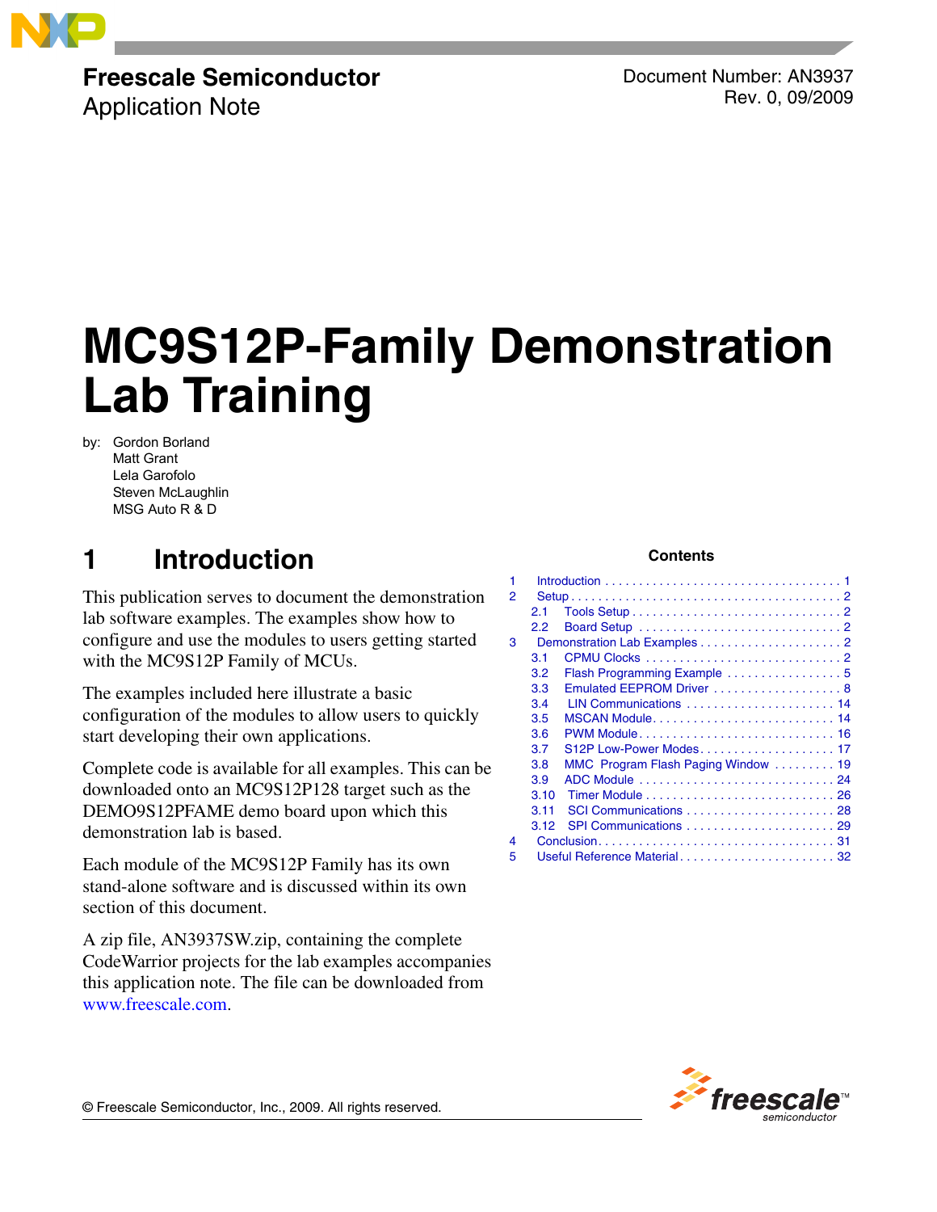**Freescale Semiconductor**
Application Note

Document Number: AN3937
Rev. 0, 09/2009

# MC9S12P-Family Demonstration Lab Training

by: Gordon Borland
Matt Grant
Lela Garofolo
Steven McLaughlin
MSG Auto R & D

**Contents**

| | | |
|---|---|---|
| 1 | Introduction | 1 |
| 2 | Setup | 2 |
| 2.1 | Tools Setup | 2 |
| 2.2 | Board Setup | 2 |
| 3 | Demonstration Lab Examples | 2 |
| 3.1 | CPMU Clocks | 2 |
| 3.2 | Flash Programming Example | 5 |
| 3.3 | Emulated EEPROM Driver | 8 |
| 3.4 | LIN Communications | 14 |
| 3.5 | MSCAN Module | 14 |
| 3.6 | PWM Module | 16 |
| 3.7 | S12P Low-Power Modes | 17 |
| 3.8 | MMC Program Flash Paging Window | 19 |
| 3.9 | ADC Module | 24 |
| 3.10 | Timer Module | 26 |
| 3.11 | SCI Communications | 28 |
| 3.12 | SPI Communications | 29 |
| 4 | Conclusion | 31 |
| 5 | Useful Reference Material | 32 |

## 1 Introduction

This publication serves to document the demonstration lab software examples. The examples show how to configure and use the modules to users getting started with the MC9S12P Family of MCUs.

The examples included here illustrate a basic configuration of the modules to allow users to quickly start developing their own applications.

Complete code is available for all examples. This can be downloaded onto an MC9S12P128 target such as the DEMO9S12PFAME demo board upon which this demonstration lab is based.

Each module of the MC9S12P Family has its own stand-alone software and is discussed within its own section of this document.

A zip file, AN3937SW.zip, containing the complete CodeWarrior projects for the lab examples accompanies this application note. The file can be downloaded from www.freescale.com.

© Freescale Semiconductor, Inc., 2009. All rights reserved.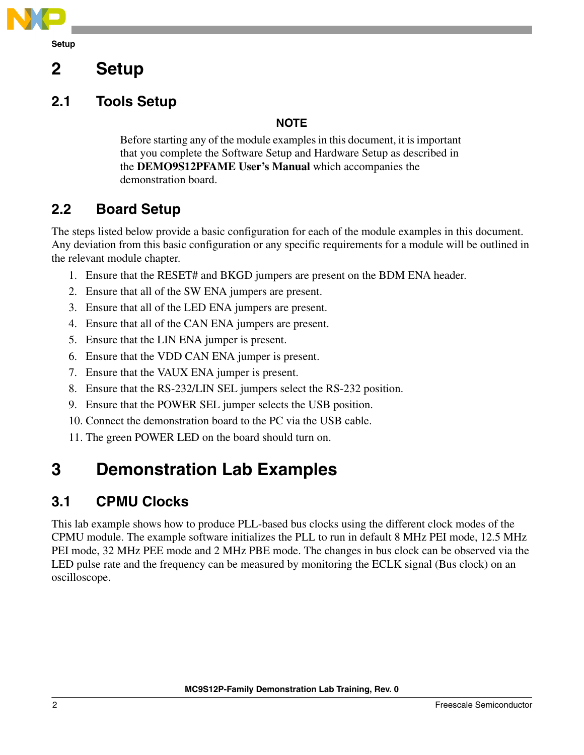# 2 Setup

## 2.1 Tools Setup

**NOTE**

Before starting any of the module examples in this document, it is important that you complete the Software Setup and Hardware Setup as described in the **DEMO9S12PFAME User's Manual** which accompanies the demonstration board.

## 2.2 Board Setup

The steps listed below provide a basic configuration for each of the module examples in this document. Any deviation from this basic configuration or any specific requirements for a module will be outlined in the relevant module chapter.

1. Ensure that the RESET# and BKGD jumpers are present on the BDM ENA header.
2. Ensure that all of the SW ENA jumpers are present.
3. Ensure that all of the LED ENA jumpers are present.
4. Ensure that all of the CAN ENA jumpers are present.
5. Ensure that the LIN ENA jumper is present.
6. Ensure that the VDD CAN ENA jumper is present.
7. Ensure that the VAUX ENA jumper is present.
8. Ensure that the RS-232/LIN SEL jumpers select the RS-232 position.
9. Ensure that the POWER SEL jumper selects the USB position.
10. Connect the demonstration board to the PC via the USB cable.
11. The green POWER LED on the board should turn on.

# 3 Demonstration Lab Examples

## 3.1 CPMU Clocks

This lab example shows how to produce PLL-based bus clocks using the different clock modes of the CPMU module. The example software initializes the PLL to run in default 8 MHz PEI mode, 12.5 MHz PEI mode, 32 MHz PEE mode and 2 MHz PBE mode. The changes in bus clock can be observed via the LED pulse rate and the frequency can be measured by monitoring the ECLK signal (Bus clock) on an oscilloscope.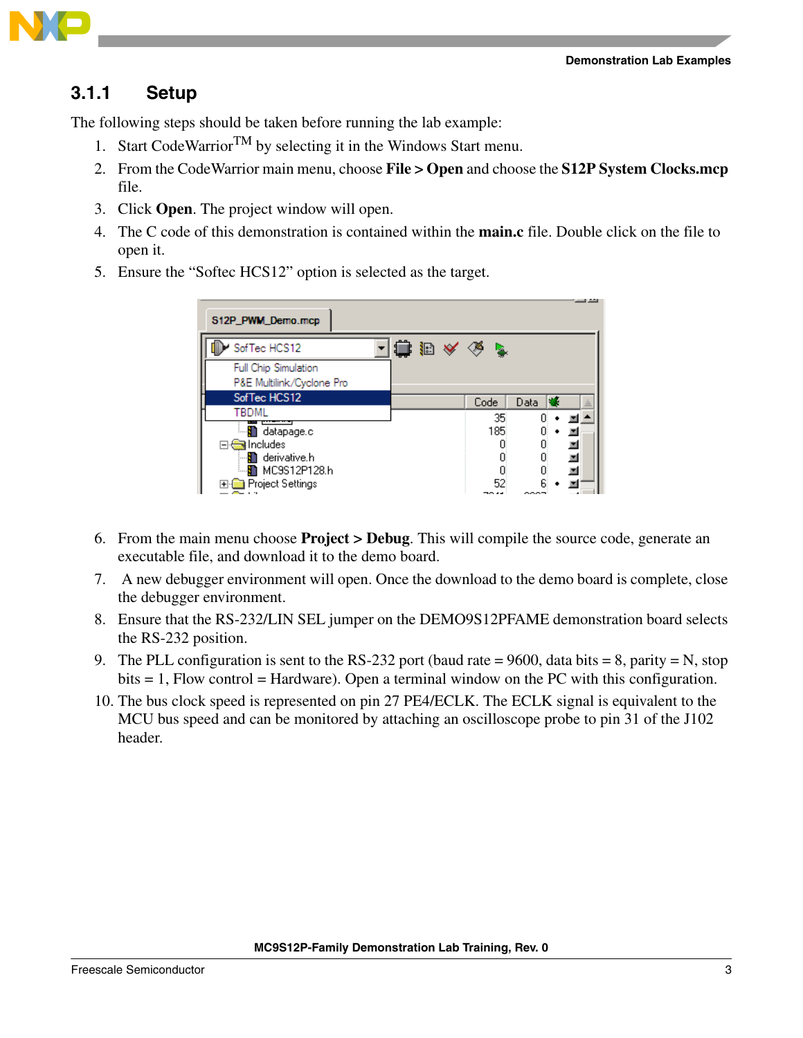### 3.1.1 Setup

The following steps should be taken before running the lab example:

1. Start CodeWarrior™ by selecting it in the Windows Start menu.
2. From the CodeWarrior main menu, choose **File > Open** and choose the **S12P System Clocks.mcp** file.
3. Click **Open**. The project window will open.
4. The C code of this demonstration is contained within the **main.c** file. Double click on the file to open it.
5. Ensure the “Softec HCS12” option is selected as the target.

6. From the main menu choose **Project > Debug**. This will compile the source code, generate an executable file, and download it to the demo board.
7. A new debugger environment will open. Once the download to the demo board is complete, close the debugger environment.
8. Ensure that the RS-232/LIN SEL jumper on the DEMO9S12PFAME demonstration board selects the RS-232 position.
9. The PLL configuration is sent to the RS-232 port (baud rate = 9600, data bits = 8, parity = N, stop bits = 1, Flow control = Hardware). Open a terminal window on the PC with this configuration.
10. The bus clock speed is represented on pin 27 PE4/ECLK. The ECLK signal is equivalent to the MCU bus speed and can be monitored by attaching an oscilloscope probe to pin 31 of the J102 header.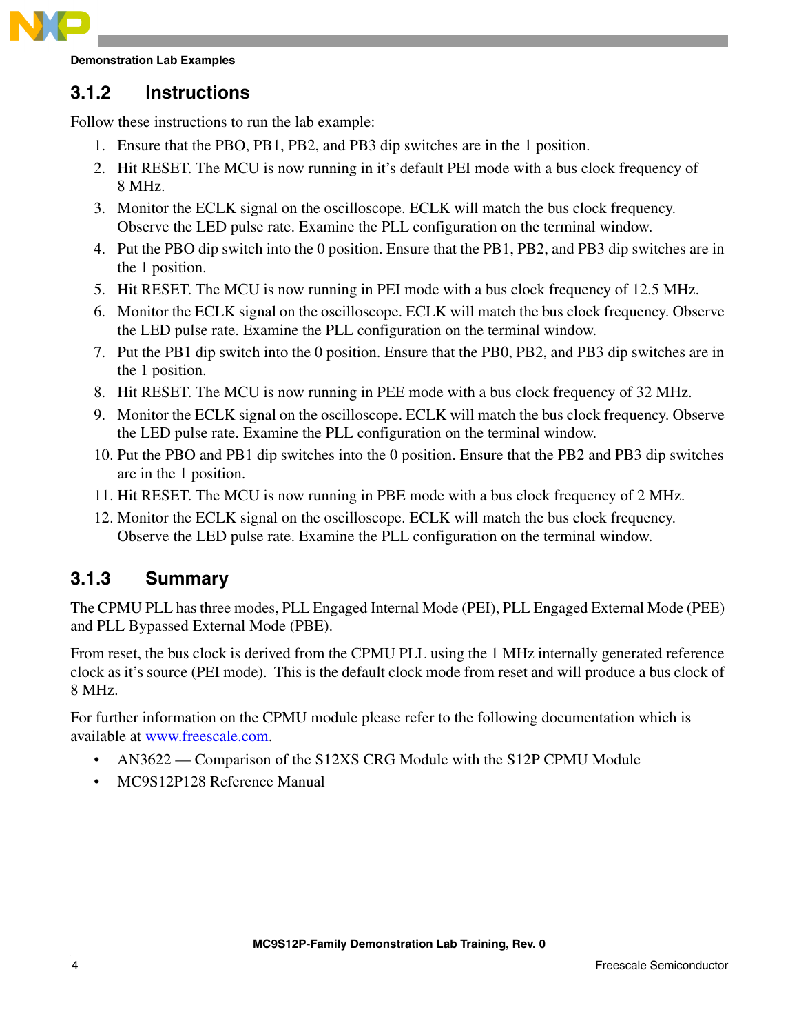### 3.1.2 Instructions

Follow these instructions to run the lab example:

1. Ensure that the PBO, PB1, PB2, and PB3 dip switches are in the 1 position.
2. Hit RESET. The MCU is now running in it's default PEI mode with a bus clock frequency of 8 MHz.
3. Monitor the ECLK signal on the oscilloscope. ECLK will match the bus clock frequency. Observe the LED pulse rate. Examine the PLL configuration on the terminal window.
4. Put the PBO dip switch into the 0 position. Ensure that the PB1, PB2, and PB3 dip switches are in the 1 position.
5. Hit RESET. The MCU is now running in PEI mode with a bus clock frequency of 12.5 MHz.
6. Monitor the ECLK signal on the oscilloscope. ECLK will match the bus clock frequency. Observe the LED pulse rate. Examine the PLL configuration on the terminal window.
7. Put the PB1 dip switch into the 0 position. Ensure that the PB0, PB2, and PB3 dip switches are in the 1 position.
8. Hit RESET. The MCU is now running in PEE mode with a bus clock frequency of 32 MHz.
9. Monitor the ECLK signal on the oscilloscope. ECLK will match the bus clock frequency. Observe the LED pulse rate. Examine the PLL configuration on the terminal window.
10. Put the PBO and PB1 dip switches into the 0 position. Ensure that the PB2 and PB3 dip switches are in the 1 position.
11. Hit RESET. The MCU is now running in PBE mode with a bus clock frequency of 2 MHz.
12. Monitor the ECLK signal on the oscilloscope. ECLK will match the bus clock frequency. Observe the LED pulse rate. Examine the PLL configuration on the terminal window.

### 3.1.3 Summary

The CPMU PLL has three modes, PLL Engaged Internal Mode (PEI), PLL Engaged External Mode (PEE) and PLL Bypassed External Mode (PBE).

From reset, the bus clock is derived from the CPMU PLL using the 1 MHz internally generated reference clock as it's source (PEI mode). This is the default clock mode from reset and will produce a bus clock of 8 MHz.

For further information on the CPMU module please refer to the following documentation which is available at www.freescale.com.

- AN3622 — Comparison of the S12XS CRG Module with the S12P CPMU Module
- MC9S12P128 Reference Manual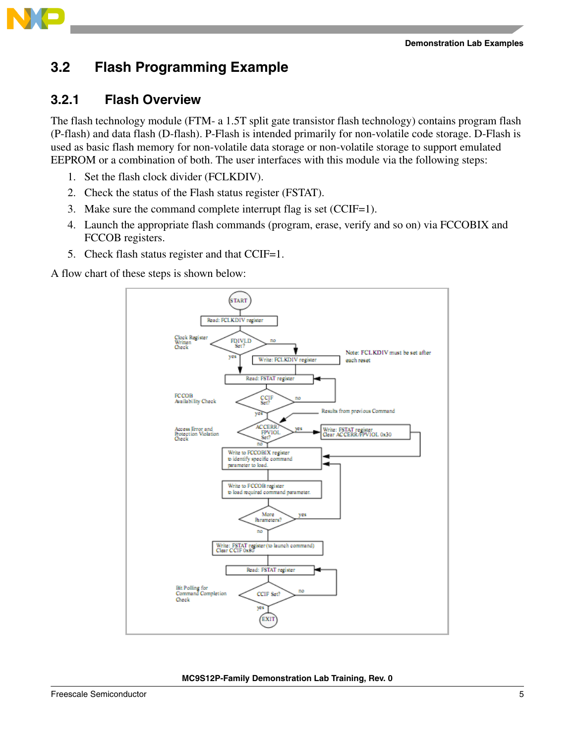## 3.2 Flash Programming Example

### 3.2.1 Flash Overview

The flash technology module (FTM- a 1.5T split gate transistor flash technology) contains program flash (P-flash) and data flash (D-flash). P-Flash is intended primarily for non-volatile code storage. D-Flash is used as basic flash memory for non-volatile data storage or non-volatile storage to support emulated EEPROM or a combination of both. The user interfaces with this module via the following steps:

1. Set the flash clock divider (FCLKDIV).
2. Check the status of the Flash status register (FSTAT).
3. Make sure the command complete interrupt flag is set (CCIF=1).
4. Launch the appropriate flash commands (program, erase, verify and so on) via FCCOBIX and FCCOB registers.
5. Check flash status register and that CCIF=1.

A flow chart of these steps is shown below: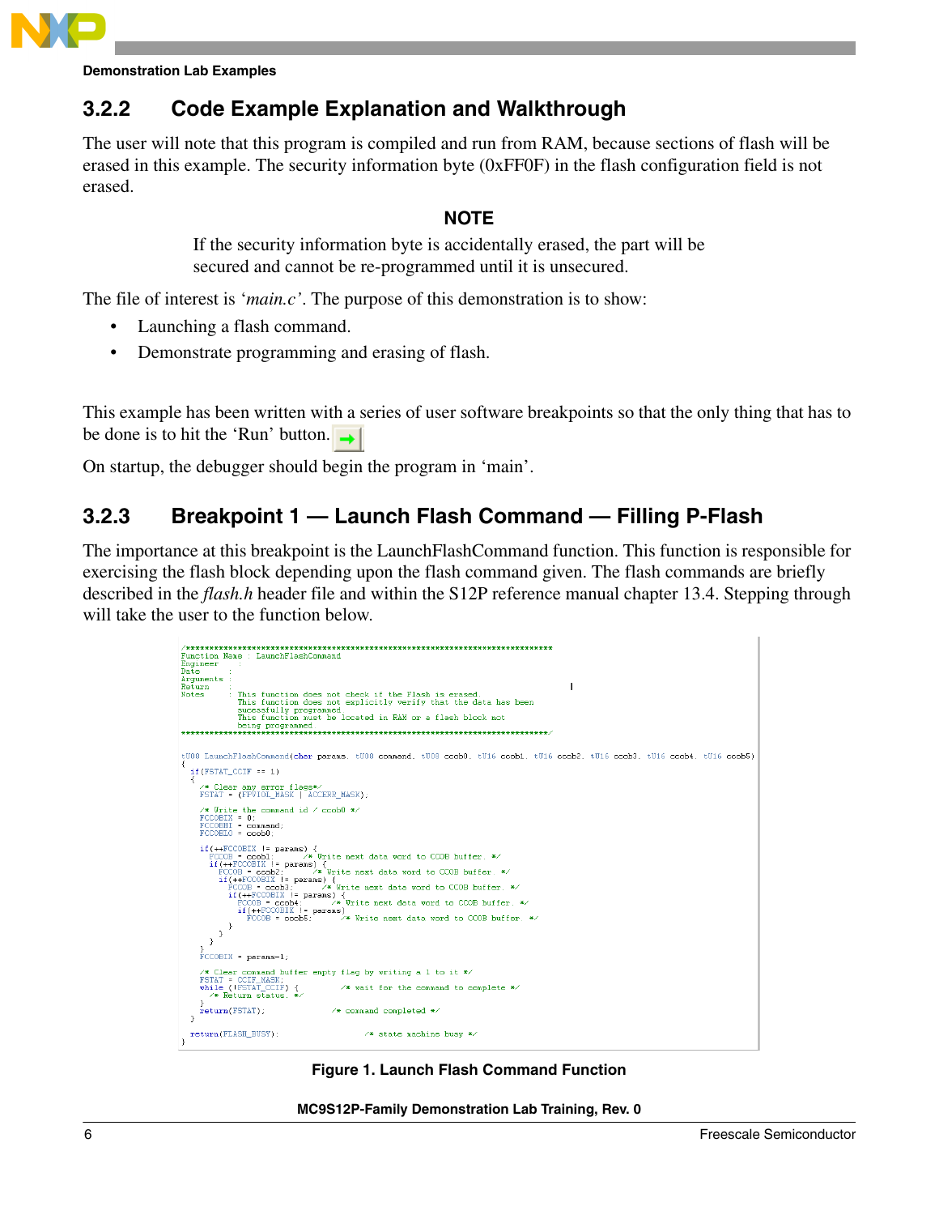### 3.2.2 Code Example Explanation and Walkthrough

The user will note that this program is compiled and run from RAM, because sections of flash will be erased in this example. The security information byte (0xFF0F) in the flash configuration field is not erased.

**NOTE**

If the security information byte is accidentally erased, the part will be secured and cannot be re-programmed until it is unsecured.

The file of interest is '*main.c*'. The purpose of this demonstration is to show:

- Launching a flash command.
- Demonstrate programming and erasing of flash.

This example has been written with a series of user software breakpoints so that the only thing that has to be done is to hit the 'Run' button.

On startup, the debugger should begin the program in 'main'.

### 3.2.3 Breakpoint 1 — Launch Flash Command — Filling P-Flash

The importance at this breakpoint is the LaunchFlashCommand function. This function is responsible for exercising the flash block depending upon the flash command given. The flash commands are briefly described in the *flash.h* header file and within the S12P reference manual chapter 13.4. Stepping through will take the user to the function below.

```
/******************************************************************************
Function Name  : LaunchFlashCommand
Engineer       :
Date           :
Arguments      :
Return         :
Notes          : This function does not check if the Flash is erased.
                 This function does not explicitly verify that the data has been
                 sucessfully programmed.
                 This function must be located in RAM or a flash block not
                 being programmed.
******************************************************************************/

tU08 LaunchFlashCommand(char params, tU08 command, tU08 ccob0, tU16 ccob1, tU16 ccob2, tU16 ccob3, tU16 ccob4, tU16 ccob5)
{
  if(FSTAT_CCIF == 1)
  {
    /* Clear any error flags*/
    FSTAT = (FPVIOL_MASK | ACCERR_MASK);

    /* Write the command id / ccob0 */
    FCCOBIX = 0;
    FCCOBHI = command;
    FCCOBLO = ccob0;

    if(++FCCOBIX != params) {
      FCCOB = ccob1;          /* Write next data word to CCOB buffer. */
      if(++FCCOBIX != params) {
        FCCOB = ccob2;          /* Write next data word to CCOB buffer. */
        if(++FCCOBIX != params) {
          FCCOB = ccob3;          /* Write next data word to CCOB buffer. */
          if(++FCCOBIX != params) {
            FCCOB = ccob4;          /* Write next data word to CCOB buffer. */
            if(++FCCOBIX != params)
              FCCOB = ccob5;          /* Write next data word to CCOB buffer */
          }
        }
      }
    }
    FCCOBIX = params-1;

    /* Clear command buffer empty flag by writing a 1 to it */
    FSTAT = CCIF_MASK;
    while (!FSTAT_CCIF) {        /* wait for the command to complete */
      /* Return status. */
    }
    return(FSTAT);             /* command completed */
  }

  return(FLASH_BUSY);                 /* state machine busy */
}
```

**Figure 1. Launch Flash Command Function**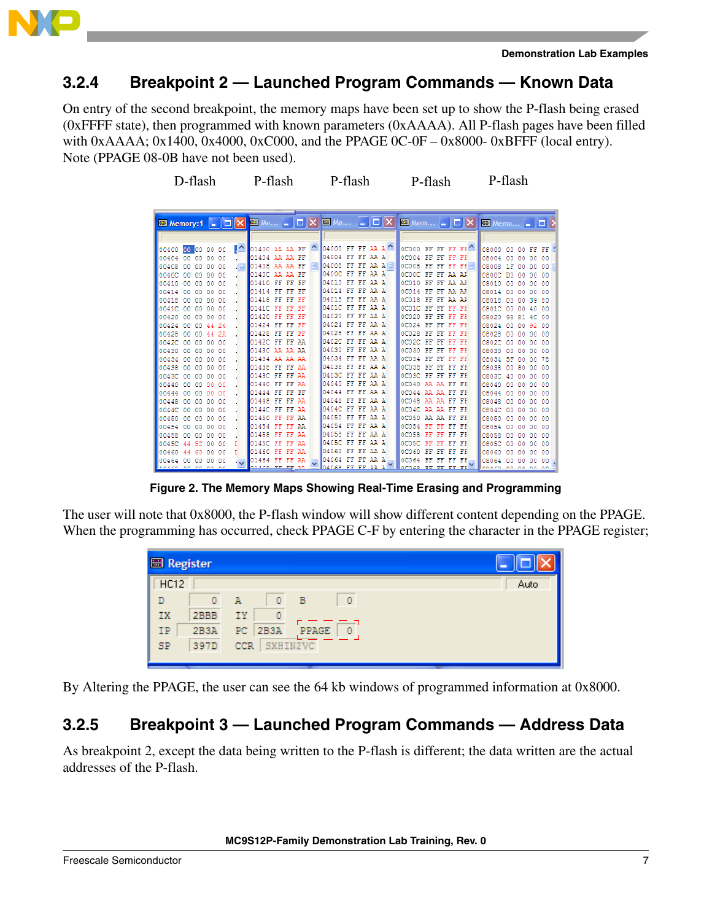### 3.2.4 Breakpoint 2 — Launched Program Commands — Known Data

On entry of the second breakpoint, the memory maps have been set up to show the P-flash being erased (0xFFFF state), then programmed with known parameters (0xAAAA). All P-flash pages have been filled with 0xAAAA; 0x1400, 0x4000, 0xC000, and the PPAGE 0C-0F – 0x8000- 0xBFFF (local entry). Note (PPAGE 08-0B have not been used).

D-flash P-flash P-flash P-flash P-flash

**Figure 2. The Memory Maps Showing Real-Time Erasing and Programming**

The user will note that 0x8000, the P-flash window will show different content depending on the PPAGE. When the programming has occurred, check PPAGE C-F by entering the character in the PPAGE register;

By Altering the PPAGE, the user can see the 64 kb windows of programmed information at 0x8000.

### 3.2.5 Breakpoint 3 — Launched Program Commands — Address Data

As breakpoint 2, except the data being written to the P-flash is different; the data written are the actual addresses of the P-flash.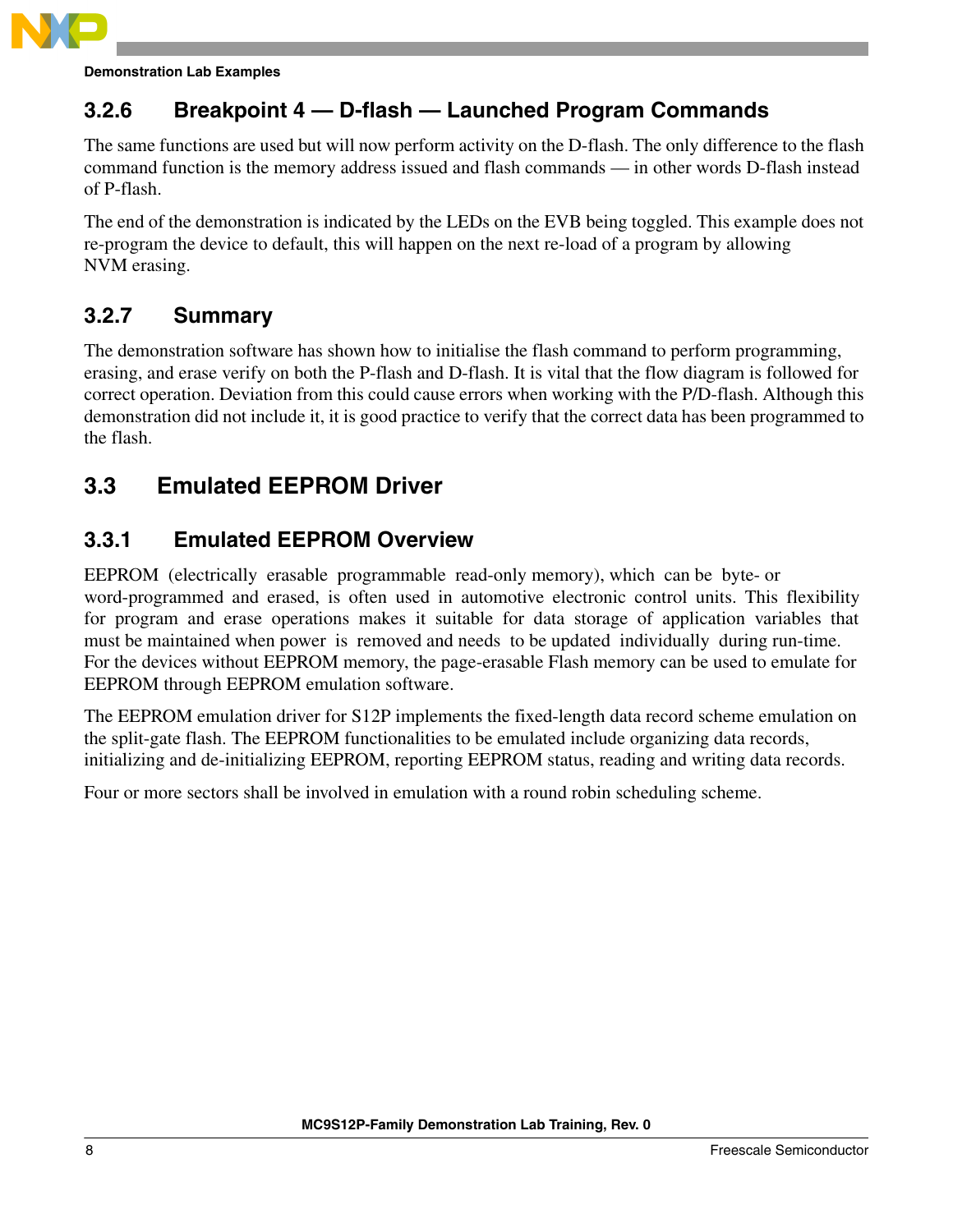### 3.2.6 Breakpoint 4 — D-flash — Launched Program Commands

The same functions are used but will now perform activity on the D-flash. The only difference to the flash command function is the memory address issued and flash commands — in other words D-flash instead of P-flash.

The end of the demonstration is indicated by the LEDs on the EVB being toggled. This example does not re-program the device to default, this will happen on the next re-load of a program by allowing NVM erasing.

### 3.2.7 Summary

The demonstration software has shown how to initialise the flash command to perform programming, erasing, and erase verify on both the P-flash and D-flash. It is vital that the flow diagram is followed for correct operation. Deviation from this could cause errors when working with the P/D-flash. Although this demonstration did not include it, it is good practice to verify that the correct data has been programmed to the flash.

## 3.3 Emulated EEPROM Driver

### 3.3.1 Emulated EEPROM Overview

EEPROM (electrically erasable programmable read-only memory), which can be byte- or word-programmed and erased, is often used in automotive electronic control units. This flexibility for program and erase operations makes it suitable for data storage of application variables that must be maintained when power is removed and needs to be updated individually during run-time. For the devices without EEPROM memory, the page-erasable Flash memory can be used to emulate for EEPROM through EEPROM emulation software.

The EEPROM emulation driver for S12P implements the fixed-length data record scheme emulation on the split-gate flash. The EEPROM functionalities to be emulated include organizing data records, initializing and de-initializing EEPROM, reporting EEPROM status, reading and writing data records.

Four or more sectors shall be involved in emulation with a round robin scheduling scheme.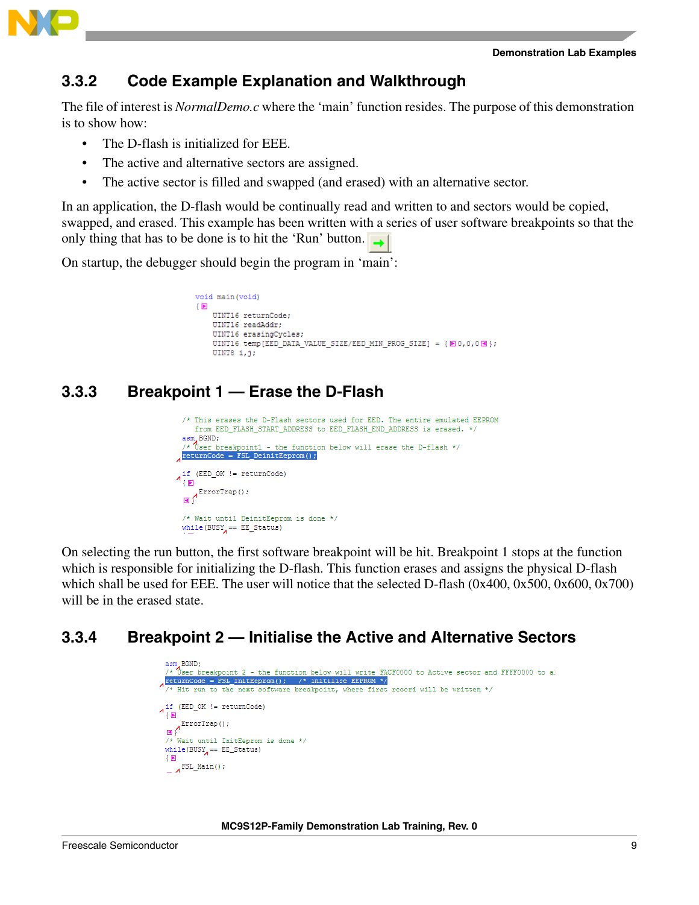### 3.3.2 Code Example Explanation and Walkthrough

The file of interest is *NormalDemo.c* where the 'main' function resides. The purpose of this demonstration is to show how:

- The D-flash is initialized for EEE.
- The active and alternative sectors are assigned.
- The active sector is filled and swapped (and erased) with an alternative sector.

In an application, the D-flash would be continually read and written to and sectors would be copied, swapped, and erased. This example has been written with a series of user software breakpoints so that the only thing that has to be done is to hit the 'Run' button.

On startup, the debugger should begin the program in 'main':

```
void main(void)
{
    UINT16 returnCode;
    UINT16 readAddr;
    UINT16 erasingCycles;
    UINT16 temp[EED_DATA_VALUE_SIZE/EED_MIN_PROG_SIZE] = {0,0,0};
    UINT8 i,j;
```

### 3.3.3 Breakpoint 1 — Erase the D-Flash

```
/* This erases the D-Flash sectors used for EED. The entire emulated EEPROM
   from EED_FLASH_START_ADDRESS to EED_FLASH_END_ADDRESS is erased. */
asm BGND;
/* User breakpoint1 - the function below will erase the D-flash */
returnCode = FSL_DeinitEeprom();

if (EED_OK != returnCode)
{
    ErrorTrap();
}

/* Wait until DeinitEeprom is done */
while(BUSY == EE_Status)
```

On selecting the run button, the first software breakpoint will be hit. Breakpoint 1 stops at the function which is responsible for initializing the D-flash. This function erases and assigns the physical D-flash which shall be used for EEE. The user will notice that the selected D-flash (0x400, 0x500, 0x600, 0x700) will be in the erased state.

### 3.3.4 Breakpoint 2 — Initialise the Active and Alternative Sectors

```
asm BGND;
/* User breakpoint 2 - the function below will write FACF0000 to Active sector and FFFF0000 to a
returnCode = FSL_InitEeprom();   /* initilise EEPROM */
/* Hit run to the next software breakpoint, where first record will be written */

if (EED_OK != returnCode)
{
    ErrorTrap();
}
/* Wait until InitEeprom is done */
while(BUSY == EE_Status)
{
    FSL_Main();
```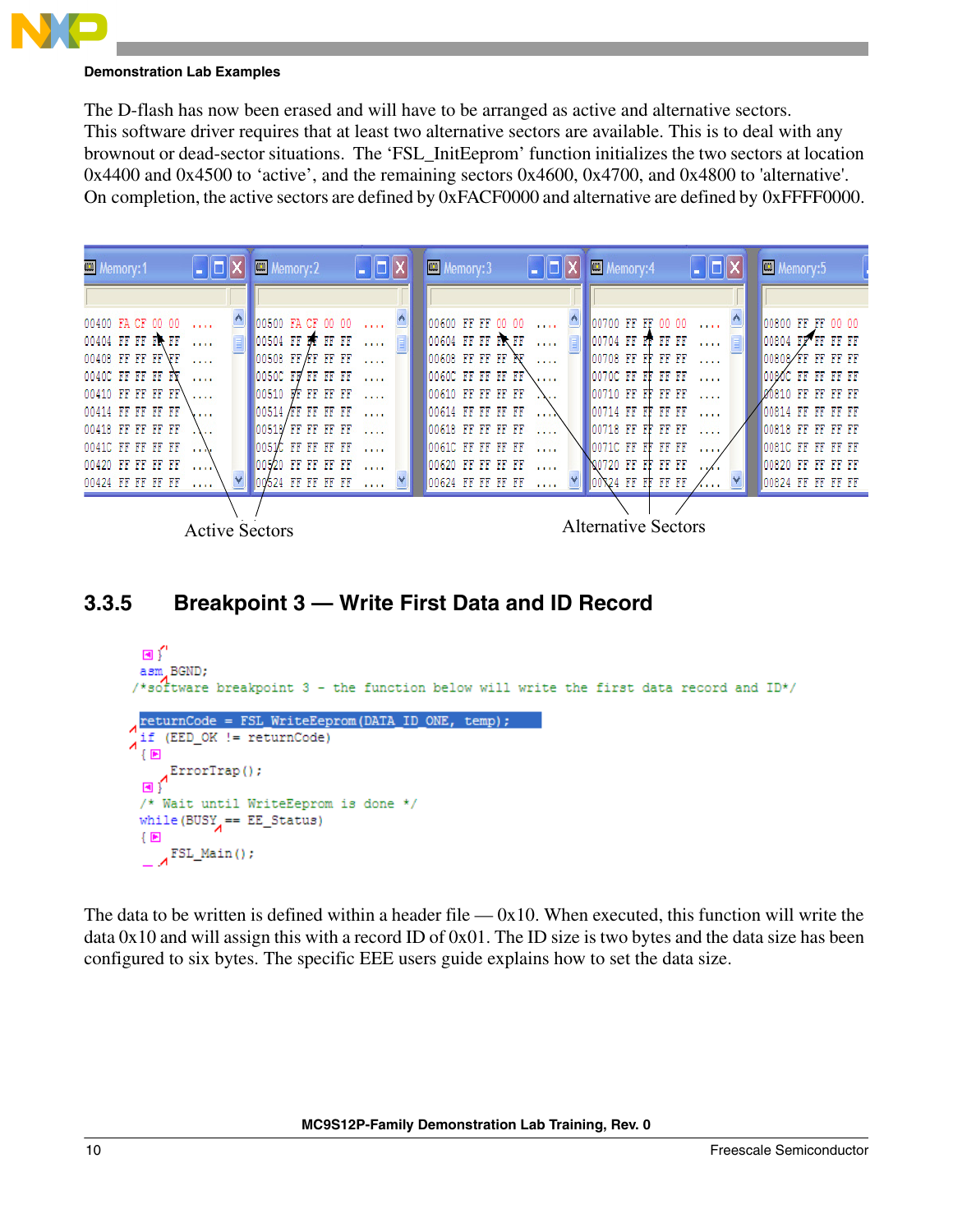The D-flash has now been erased and will have to be arranged as active and alternative sectors. This software driver requires that at least two alternative sectors are available. This is to deal with any brownout or dead-sector situations. The 'FSL_InitEeprom' function initializes the two sectors at location 0x4400 and 0x4500 to 'active', and the remaining sectors 0x4600, 0x4700, and 0x4800 to 'alternative'. On completion, the active sectors are defined by 0xFACF0000 and alternative are defined by 0xFFFF0000.

| Memory:1 | Memory:2 | Memory:3 | Memory:4 | Memory:5 |
|---|---|---|---|---|
| 00400 FA CF 00 00 .... | 00500 FA CF 00 00 .... | 00600 FF FF 00 00 .... | 00700 FF FF 00 00 .... | 00800 FF FF 00 00 |
| 00404 FF FF FF FF .... | 00504 FF FF FF FF .... | 00604 FF FF FF FF .... | 00704 FF FF FF FF .... | 00804 FF FF FF FF |
| 00408 FF FF FF FF .... | 00508 FF FF FF FF .... | 00608 FF FF FF FF .... | 00708 FF FF FF FF .... | 00808 FF FF FF FF |
| 0040C FF FF FF FF .... | 0050C FF FF FF FF .... | 0060C FF FF FF FF .... | 0070C FF FF FF FF .... | 0080C FF FF FF FF |
| 00410 FF FF FF FF .... | 00510 FF FF FF FF .... | 00610 FF FF FF FF .... | 00710 FF FF FF FF .... | 00810 FF FF FF FF |
| 00414 FF FF FF FF .... | 00514 FF FF FF FF .... | 00614 FF FF FF FF .... | 00714 FF FF FF FF .... | 00814 FF FF FF FF |
| 00418 FF FF FF FF .... | 00518 FF FF FF FF .... | 00618 FF FF FF FF .... | 00718 FF FF FF FF .... | 00818 FF FF FF FF |
| 0041C FF FF FF FF .... | 0051C FF FF FF FF .... | 0061C FF FF FF FF .... | 0071C FF FF FF FF .... | 0081C FF FF FF FF |
| 00420 FF FF FF FF .... | 00520 FF FF FF FF .... | 00620 FF FF FF FF .... | 00720 FF FF FF FF .... | 00820 FF FF FF FF |
| 00424 FF FF FF FF .... | 00524 FF FF FF FF .... | 00624 FF FF FF FF .... | 00724 FF FF FF FF .... | 00824 FF FF FF FF |

Active Sectors — Alternative Sectors

### 3.3.5 Breakpoint 3 — Write First Data and ID Record

```
}
asm BGND;
/*software breakpoint 3 - the function below will write the first data record and ID*/

returnCode = FSL_WriteEeprom(DATA_ID_ONE, temp);
if (EED_OK != returnCode)
{
    ErrorTrap();
}
/* Wait until WriteEeprom is done */
while(BUSY == EE_Status)
{
    FSL_Main();
```

The data to be written is defined within a header file — 0x10. When executed, this function will write the data 0x10 and will assign this with a record ID of 0x01. The ID size is two bytes and the data size has been configured to six bytes. The specific EEE users guide explains how to set the data size.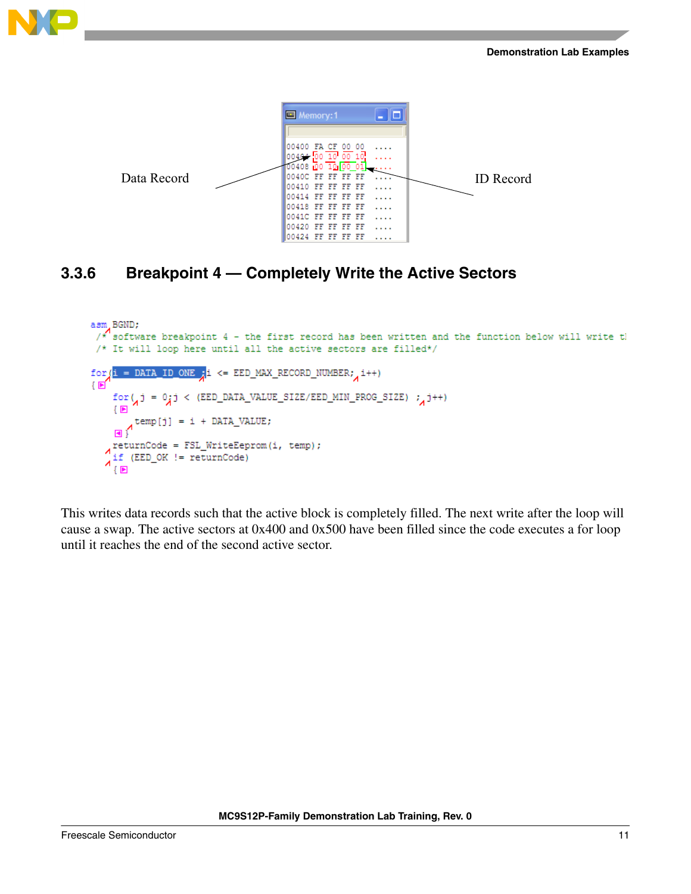Data Record

```
00400  FA  CF  00  00   ....
00404  00  10  00  10   ....
00408  00  10  00  01   ....
0040C  FF  FF  FF  FF   ....
00410  FF  FF  FF  FF   ....
00414  FF  FF  FF  FF   ....
00418  FF  FF  FF  FF   ....
0041C  FF  FF  FF  FF   ....
00420  FF  FF  FF  FF   ....
00424  FF  FF  FF  FF   ....
```

ID Record

### 3.3.6 Breakpoint 4 — Completely Write the Active Sectors

```
asm BGND;
 /* software breakpoint 4 - the first record has been written and the function below will write t
 /* It will loop here until all the active sectors are filled*/

for(i = DATA_ID_ONE ;i <= EED_MAX_RECORD_NUMBER; i++)
{
    for( j = 0;j < (EED_DATA_VALUE_SIZE/EED_MIN_PROG_SIZE) ; j++)
    {
        temp[j] = i + DATA_VALUE;
    }
    returnCode = FSL_WriteEeprom(i, temp);
    if (EED_OK != returnCode)
    {
```

This writes data records such that the active block is completely filled. The next write after the loop will cause a swap. The active sectors at 0x400 and 0x500 have been filled since the code executes a for loop until it reaches the end of the second active sector.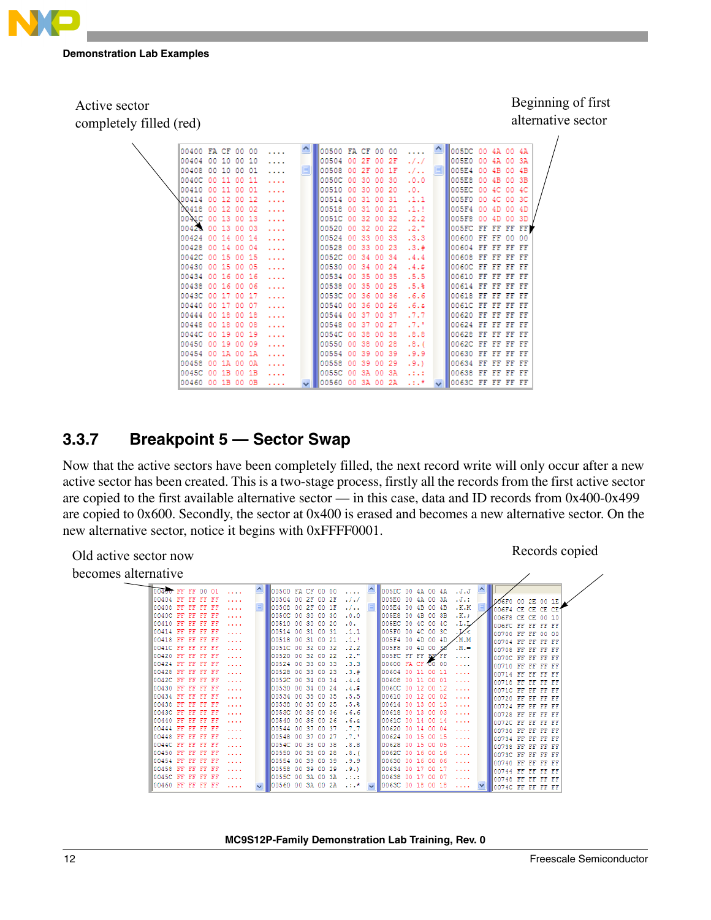Active sector completely filled (red)

Beginning of first alternative sector

```
00400 FA CF 00 00 ....   00500 FA CF 00 00 ....   005DC 00 4A 00 4A
00404 00 10 00 10 ....   00504 00 2F 00 2F ./.   005E0 00 4A 00 3A
00408 00 10 00 01 ....   00508 00 2F 00 1F ./..   005E4 00 4B 00 4B
0040C 00 11 00 11 ....   0050C 00 30 00 30 .0.0   005E8 00 4B 00 3B
00410 00 11 00 01 ....   00510 00 30 00 20 .0.    005EC 00 4C 00 4C
00414 00 12 00 12 ....   00514 00 31 00 31 .1.1   005F0 00 4C 00 3C
00418 00 12 00 02 ....   00518 00 31 00 21 .1.!   005F4 00 4D 00 4D
0041C 00 13 00 13 ....   0051C 00 32 00 32 .2.2   005F8 00 4D 00 3D
00420 00 13 00 03 ....   00520 00 32 00 22 .2."   005FC FF FF FF FF
00424 00 14 00 14 ....   00524 00 33 00 33 .3.3   00600 FF FF 00 00
00428 00 14 00 04 ....   00528 00 33 00 23 .3.#   00604 FF FF FF FF
0042C 00 15 00 15 ....   0052C 00 34 00 34 .4.4   00608 FF FF FF FF
00430 00 15 00 05 ....   00530 00 34 00 24 .4.$   0060C FF FF FF FF
00434 00 16 00 16 ....   00534 00 35 00 35 .5.5   00610 FF FF FF FF
00438 00 16 00 06 ....   00538 00 35 00 25 .5.%   00614 FF FF FF FF
0043C 00 17 00 17 ....   0053C 00 36 00 36 .6.6   00618 FF FF FF FF
00440 00 17 00 07 ....   00540 00 36 00 26 .6.&   0061C FF FF FF FF
00444 00 18 00 18 ....   00544 00 37 00 37 .7.7   00620 FF FF FF FF
00448 00 18 00 08 ....   00548 00 37 00 27 .7.'   00624 FF FF FF FF
0044C 00 19 00 19 ....   0054C 00 38 00 38 .8.8   00628 FF FF FF FF
00450 00 19 00 09 ....   00550 00 38 00 28 .8.(   0062C FF FF FF FF
00454 00 1A 00 1A ....   00554 00 39 00 39 .9.9   00630 FF FF FF FF
00458 00 1A 00 0A ....   00558 00 39 00 29 .9.)   00634 FF FF FF FF
0045C 00 1B 00 1B ....   0055C 00 3A 00 3A .:.:   00638 FF FF FF FF
00460 00 1B 00 0B ....   00560 00 3A 00 2A .:.*   0063C FF FF FF FF
```

### 3.3.7 Breakpoint 5 — Sector Swap

Now that the active sectors have been completely filled, the next record write will only occur after a new active sector has been created. This is a two-stage process, firstly all the records from the first active sector are copied to the first available alternative sector — in this case, data and ID records from 0x400-0x499 are copied to 0x600. Secondly, the sector at 0x400 is erased and becomes a new alternative sector. On the new alternative sector, notice it begins with 0xFFFF0001.

Old active sector now becomes alternative

Records copied

```
00400 FF FF 00 01 ....   00500 FA CF 00 00 ....   005DC 00 4A 00 4A .J.J   006F0 00 2E 00 1F
00404 FF FF FF FF ....   00504 00 2F 00 2F ./.   005E0 00 4A 00 3A .J.:   006F4 CE CE CE CE
00408 FF FF FF FF ....   00508 00 2F 00 1F ./..   005E4 00 4B 00 4B .K.K   006F8 CE CE 00 10
0040C FF FF FF FF ....   0050C 00 30 00 30 .0.0   005E8 00 4B 00 3B .K.;   006FC FF FF FF FF
00410 FF FF FF FF ....   00510 00 30 00 20 .0.    005EC 00 4C 00 4C .L.L   00700 FF FF 00 00
00414 FF FF FF FF ....   00514 00 31 00 31 .1.1   005F0 00 4C 00 3C .L.<   00704 FF FF FF FF
00418 FF FF FF FF ....   00518 00 31 00 21 .1.!   005F4 00 4D 00 4D .M.M   00708 FF FF FF FF
0041C FF FF FF FF ....   0051C 00 32 00 32 .2.2   005F8 00 4D 00 3D .M.=   0070C FF FF FF FF
00420 FF FF FF FF ....   00520 00 32 00 22 .2."   005FC FF FF FF FF ....   00710 FF FF FF FF
00424 FF FF FF FF ....   00524 00 33 00 33 .3.3   00600 FA CF 00 00 ....   00714 FF FF FF FF
00428 FF FF FF FF ....   00528 00 33 00 23 .3.#   00604 00 11 00 11 ....   00718 FF FF FF FF
0042C FF FF FF FF ....   0052C 00 34 00 34 .4.4   00608 00 11 00 01 ....   0071C FF FF FF FF
00430 FF FF FF FF ....   00530 00 34 00 24 .4.$   0060C 00 12 00 12 ....   00720 FF FF FF FF
00434 FF FF FF FF ....   00534 00 35 00 35 .5.5   00610 00 12 00 02 ....   00724 FF FF FF FF
00438 FF FF FF FF ....   00538 00 35 00 25 .5.%   00614 00 13 00 13 ....   00728 FF FF FF FF
0043C FF FF FF FF ....   0053C 00 36 00 36 .6.6   00618 00 13 00 03 ....   0072C FF FF FF FF
00440 FF FF FF FF ....   00540 00 36 00 26 .6.&   0061C 00 14 00 14 ....   00730 FF FF FF FF
00444 FF FF FF FF ....   00544 00 37 00 37 .7.7   00620 00 14 00 04 ....   00734 FF FF FF FF
00448 FF FF FF FF ....   00548 00 37 00 27 .7.'   00624 00 15 00 15 ....   00738 FF FF FF FF
0044C FF FF FF FF ....   0054C 00 38 00 38 .8.8   00628 00 15 00 05 ....   0073C FF FF FF FF
00450 FF FF FF FF ....   00550 00 38 00 28 .8.(   0062C 00 16 00 16 ....   00740 FF FF FF FF
00454 FF FF FF FF ....   00554 00 39 00 39 .9.9   00630 00 16 00 06 ....   00744 FF FF FF FF
00458 FF FF FF FF ....   00558 00 39 00 29 .9.)   00634 00 17 00 17 ....   00748 FF FF FF FF
0045C FF FF FF FF ....   0055C 00 3A 00 3A .:.:   00638 00 17 00 07 ....   0074C FF FF FF FF
00460 FF FF FF FF ....   00560 00 3A 00 2A .:.*   0063C 00 18 00 18 ....
```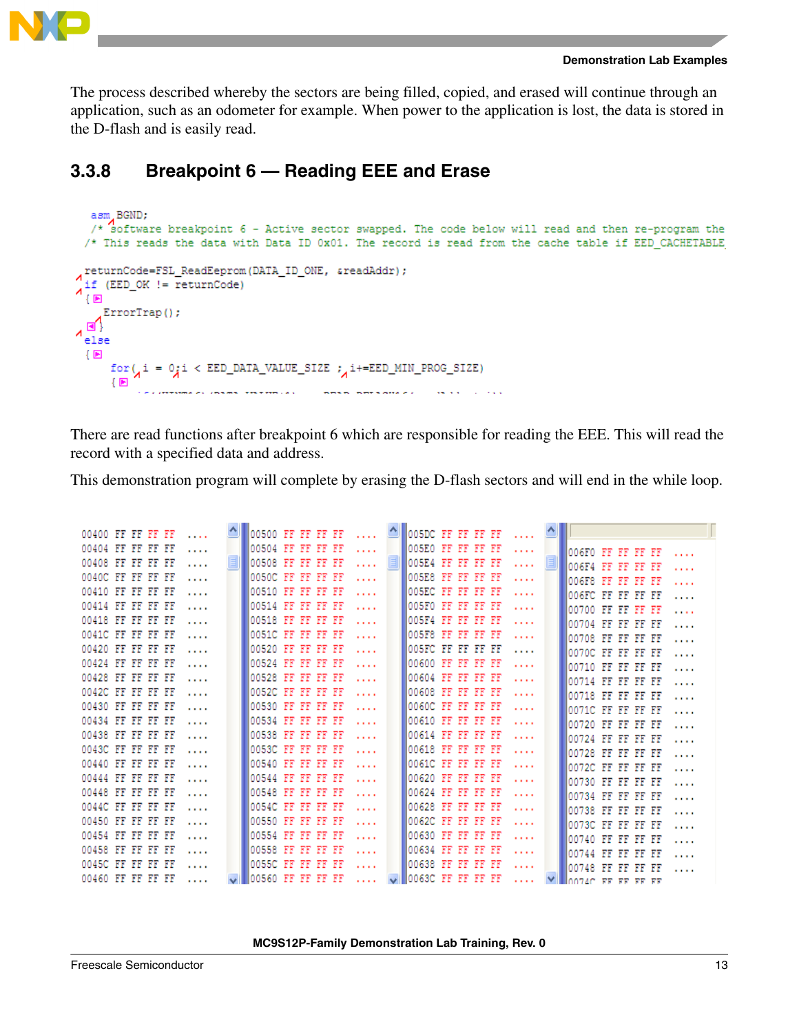The process described whereby the sectors are being filled, copied, and erased will continue through an application, such as an odometer for example. When power to the application is lost, the data is stored in the D-flash and is easily read.

### 3.3.8 Breakpoint 6 — Reading EEE and Erase

```
asm BGND;
/* software breakpoint 6 - Active sector swapped. The code below will read and then re-program the
/* This reads the data with Data ID 0x01. The record is read from the cache table if EED_CACHETABLE

returnCode=FSL_ReadEeprom(DATA_ID_ONE, &readAddr);
if (EED_OK != returnCode)
{
    ErrorTrap();
}
else
{
    for( i = 0;i < EED_DATA_VALUE_SIZE ; i+=EED_MIN_PROG_SIZE)
    {
```

There are read functions after breakpoint 6 which are responsible for reading the EEE. This will read the record with a specified data and address.

This demonstration program will complete by erasing the D-flash sectors and will end in the while loop.

```
00400 FF FF FF FF ....   00500 FF FF FF FF ....   005DC FF FF FF FF ....
00404 FF FF FF FF ....   00504 FF FF FF FF ....   005E0 FF FF FF FF ....   006F0 FF FF FF FF ....
00408 FF FF FF FF ....   00508 FF FF FF FF ....   005E4 FF FF FF FF ....   006F4 FF FF FF FF ....
0040C FF FF FF FF ....   0050C FF FF FF FF ....   005E8 FF FF FF FF ....   006F8 FF FF FF FF ....
00410 FF FF FF FF ....   00510 FF FF FF FF ....   005EC FF FF FF FF ....   006FC FF FF FF FF ....
00414 FF FF FF FF ....   00514 FF FF FF FF ....   005F0 FF FF FF FF ....   00700 FF FF FF FF ....
00418 FF FF FF FF ....   00518 FF FF FF FF ....   005F4 FF FF FF FF ....   00704 FF FF FF FF ....
0041C FF FF FF FF ....   0051C FF FF FF FF ....   005F8 FF FF FF FF ....   00708 FF FF FF FF ....
00420 FF FF FF FF ....   00520 FF FF FF FF ....   005FC FF FF FF FF ....   0070C FF FF FF FF ....
00424 FF FF FF FF ....   00524 FF FF FF FF ....   00600 FF FF FF FF ....   00710 FF FF FF FF ....
00428 FF FF FF FF ....   00528 FF FF FF FF ....   00604 FF FF FF FF ....   00714 FF FF FF FF ....
0042C FF FF FF FF ....   0052C FF FF FF FF ....   00608 FF FF FF FF ....   00718 FF FF FF FF ....
00430 FF FF FF FF ....   00530 FF FF FF FF ....   0060C FF FF FF FF ....   0071C FF FF FF FF ....
00434 FF FF FF FF ....   00534 FF FF FF FF ....   00610 FF FF FF FF ....   00720 FF FF FF FF ....
00438 FF FF FF FF ....   00538 FF FF FF FF ....   00614 FF FF FF FF ....   00724 FF FF FF FF ....
0043C FF FF FF FF ....   0053C FF FF FF FF ....   00618 FF FF FF FF ....   00728 FF FF FF FF ....
00440 FF FF FF FF ....   00540 FF FF FF FF ....   0061C FF FF FF FF ....   0072C FF FF FF FF ....
00444 FF FF FF FF ....   00544 FF FF FF FF ....   00620 FF FF FF FF ....   00730 FF FF FF FF ....
00448 FF FF FF FF ....   00548 FF FF FF FF ....   00624 FF FF FF FF ....   00734 FF FF FF FF ....
0044C FF FF FF FF ....   0054C FF FF FF FF ....   00628 FF FF FF FF ....   00738 FF FF FF FF ....
00450 FF FF FF FF ....   00550 FF FF FF FF ....   0062C FF FF FF FF ....   0073C FF FF FF FF ....
00454 FF FF FF FF ....   00554 FF FF FF FF ....   00630 FF FF FF FF ....   00740 FF FF FF FF ....
00458 FF FF FF FF ....   00558 FF FF FF FF ....   00634 FF FF FF FF ....   00744 FF FF FF FF ....
0045C FF FF FF FF ....   0055C FF FF FF FF ....   00638 FF FF FF FF ....   00748 FF FF FF FF ....
00460 FF FF FF FF ....   00560 FF FF FF FF ....   0063C FF FF FF FF ....   0074C FF FF FF FF
```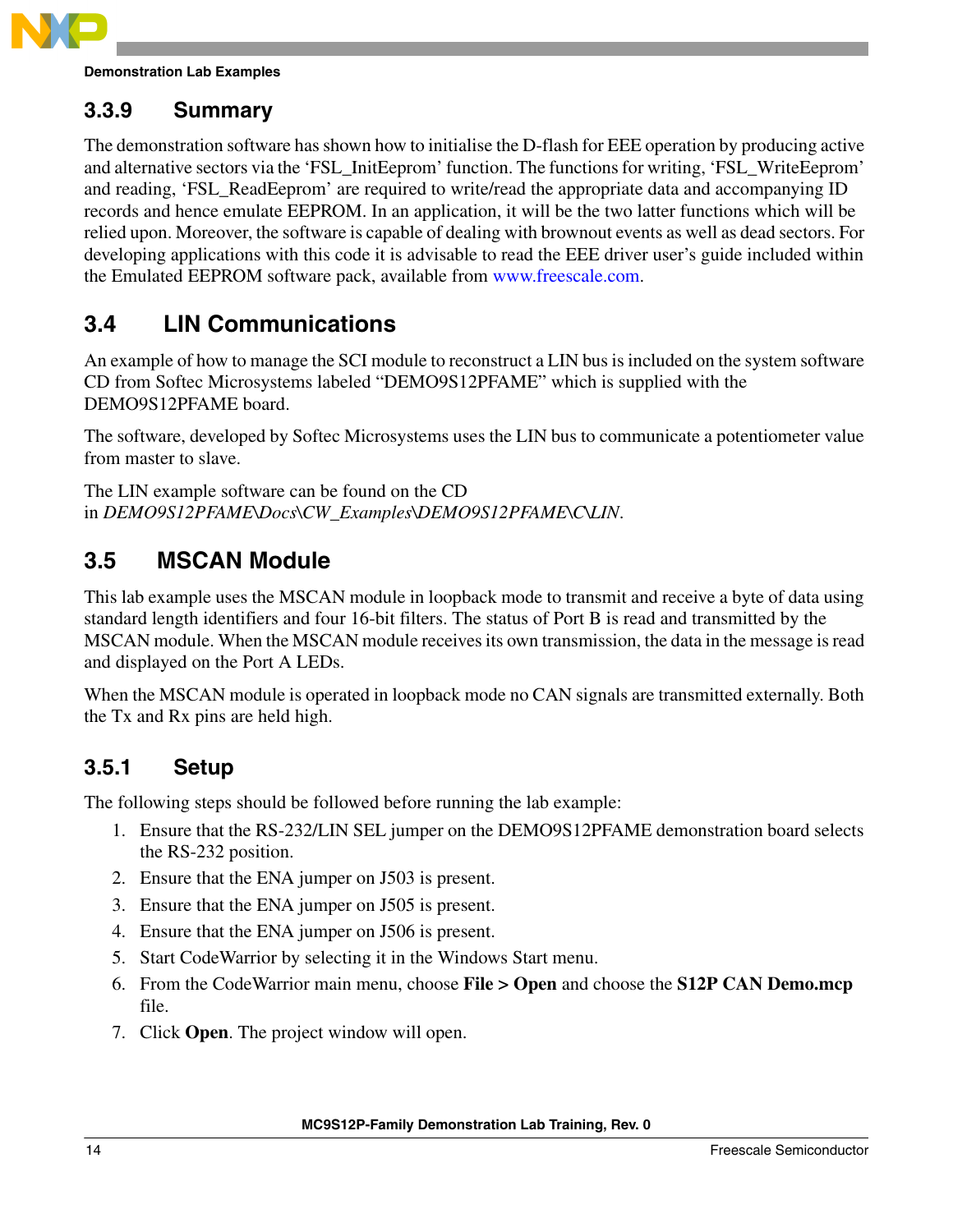### 3.3.9 Summary

The demonstration software has shown how to initialise the D-flash for EEE operation by producing active and alternative sectors via the 'FSL_InitEeprom' function. The functions for writing, 'FSL_WriteEeprom' and reading, 'FSL_ReadEeprom' are required to write/read the appropriate data and accompanying ID records and hence emulate EEPROM. In an application, it will be the two latter functions which will be relied upon. Moreover, the software is capable of dealing with brownout events as well as dead sectors. For developing applications with this code it is advisable to read the EEE driver user's guide included within the Emulated EEPROM software pack, available from www.freescale.com.

## 3.4 LIN Communications

An example of how to manage the SCI module to reconstruct a LIN bus is included on the system software CD from Softec Microsystems labeled "DEMO9S12PFAME" which is supplied with the DEMO9S12PFAME board.

The software, developed by Softec Microsystems uses the LIN bus to communicate a potentiometer value from master to slave.

The LIN example software can be found on the CD in *DEMO9S12PFAME\Docs\CW_Examples\DEMO9S12PFAME\C\LIN*.

## 3.5 MSCAN Module

This lab example uses the MSCAN module in loopback mode to transmit and receive a byte of data using standard length identifiers and four 16-bit filters. The status of Port B is read and transmitted by the MSCAN module. When the MSCAN module receives its own transmission, the data in the message is read and displayed on the Port A LEDs.

When the MSCAN module is operated in loopback mode no CAN signals are transmitted externally. Both the Tx and Rx pins are held high.

### 3.5.1 Setup

The following steps should be followed before running the lab example:

1. Ensure that the RS-232/LIN SEL jumper on the DEMO9S12PFAME demonstration board selects the RS-232 position.
2. Ensure that the ENA jumper on J503 is present.
3. Ensure that the ENA jumper on J505 is present.
4. Ensure that the ENA jumper on J506 is present.
5. Start CodeWarrior by selecting it in the Windows Start menu.
6. From the CodeWarrior main menu, choose **File > Open** and choose the **S12P CAN Demo.mcp** file.
7. Click **Open**. The project window will open.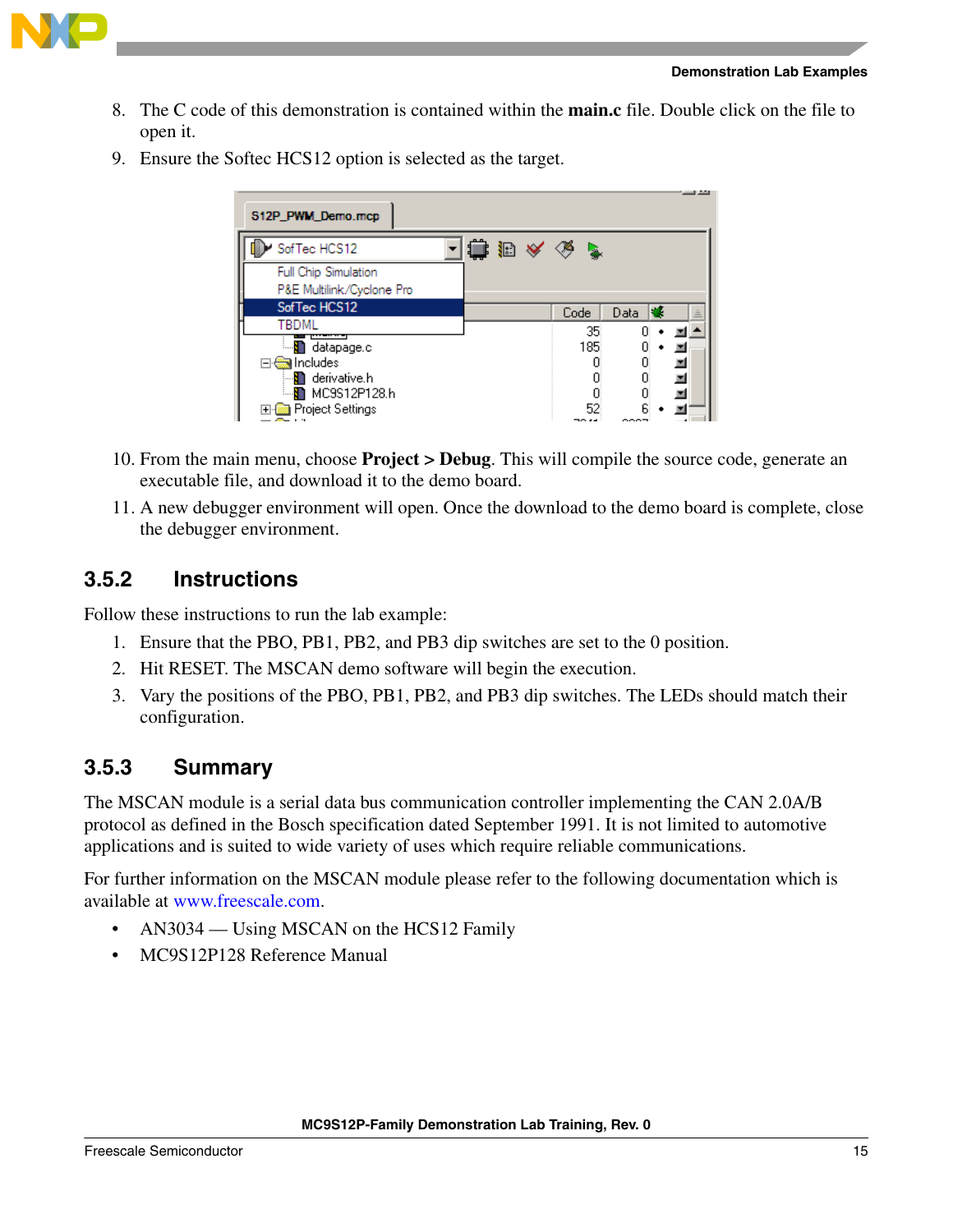8. The C code of this demonstration is contained within the **main.c** file. Double click on the file to open it.
9. Ensure the Softec HCS12 option is selected as the target.

10. From the main menu, choose **Project > Debug**. This will compile the source code, generate an executable file, and download it to the demo board.
11. A new debugger environment will open. Once the download to the demo board is complete, close the debugger environment.

### 3.5.2 Instructions

Follow these instructions to run the lab example:

1. Ensure that the PBO, PB1, PB2, and PB3 dip switches are set to the 0 position.
2. Hit RESET. The MSCAN demo software will begin the execution.
3. Vary the positions of the PBO, PB1, PB2, and PB3 dip switches. The LEDs should match their configuration.

### 3.5.3 Summary

The MSCAN module is a serial data bus communication controller implementing the CAN 2.0A/B protocol as defined in the Bosch specification dated September 1991. It is not limited to automotive applications and is suited to wide variety of uses which require reliable communications.

For further information on the MSCAN module please refer to the following documentation which is available at www.freescale.com.

- AN3034 — Using MSCAN on the HCS12 Family
- MC9S12P128 Reference Manual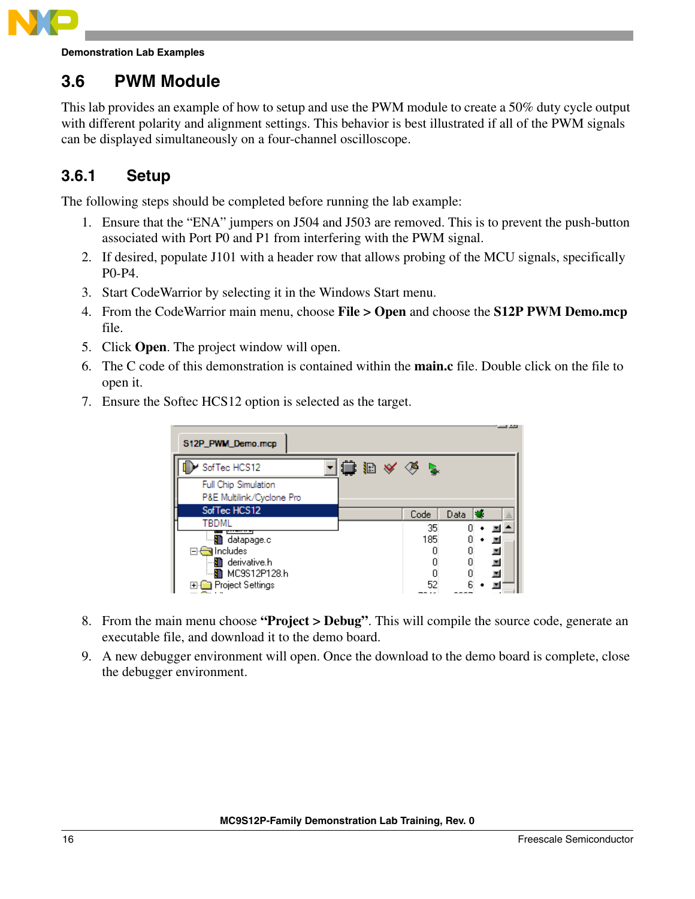## 3.6 PWM Module

This lab provides an example of how to setup and use the PWM module to create a 50% duty cycle output with different polarity and alignment settings. This behavior is best illustrated if all of the PWM signals can be displayed simultaneously on a four-channel oscilloscope.

### 3.6.1 Setup

The following steps should be completed before running the lab example:

1. Ensure that the “ENA” jumpers on J504 and J503 are removed. This is to prevent the push-button associated with Port P0 and P1 from interfering with the PWM signal.
2. If desired, populate J101 with a header row that allows probing of the MCU signals, specifically P0-P4.
3. Start CodeWarrior by selecting it in the Windows Start menu.
4. From the CodeWarrior main menu, choose **File > Open** and choose the **S12P PWM Demo.mcp** file.
5. Click **Open**. The project window will open.
6. The C code of this demonstration is contained within the **main.c** file. Double click on the file to open it.
7. Ensure the Softec HCS12 option is selected as the target.

8. From the main menu choose **“Project > Debug”**. This will compile the source code, generate an executable file, and download it to the demo board.
9. A new debugger environment will open. Once the download to the demo board is complete, close the debugger environment.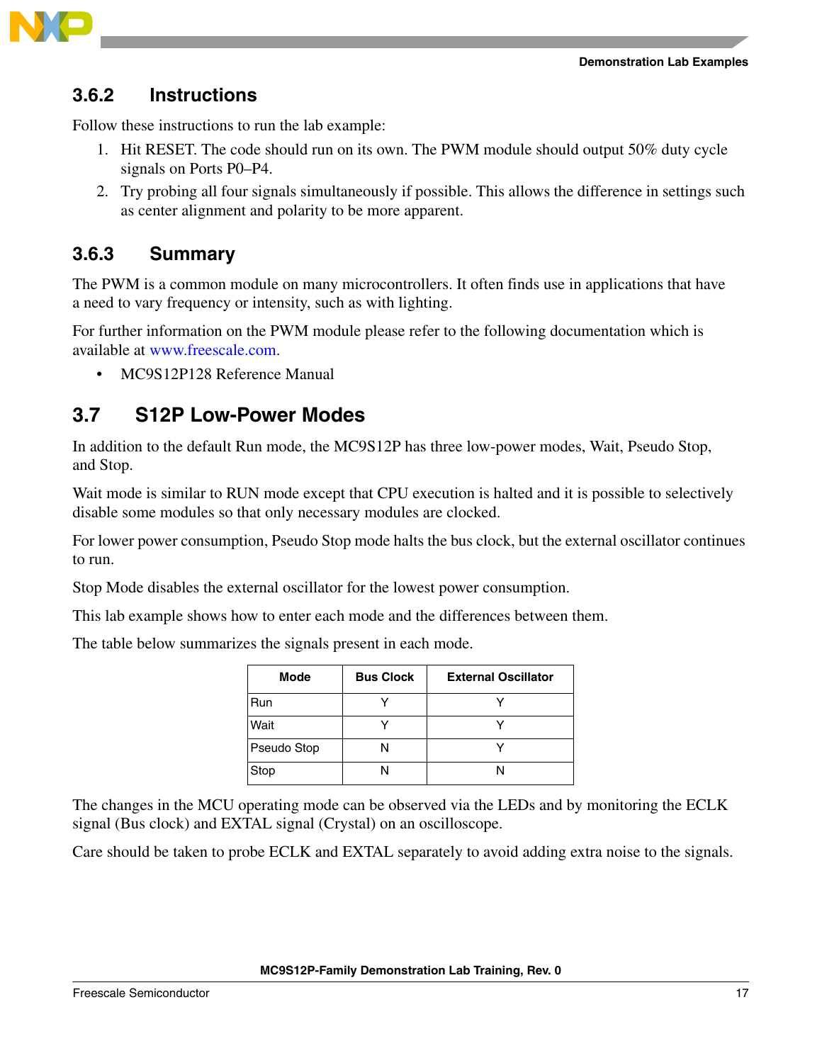### 3.6.2 Instructions

Follow these instructions to run the lab example:

1. Hit RESET. The code should run on its own. The PWM module should output 50% duty cycle signals on Ports P0–P4.
2. Try probing all four signals simultaneously if possible. This allows the difference in settings such as center alignment and polarity to be more apparent.

### 3.6.3 Summary

The PWM is a common module on many microcontrollers. It often finds use in applications that have a need to vary frequency or intensity, such as with lighting.

For further information on the PWM module please refer to the following documentation which is available at www.freescale.com.

- MC9S12P128 Reference Manual

## 3.7 S12P Low-Power Modes

In addition to the default Run mode, the MC9S12P has three low-power modes, Wait, Pseudo Stop, and Stop.

Wait mode is similar to RUN mode except that CPU execution is halted and it is possible to selectively disable some modules so that only necessary modules are clocked.

For lower power consumption, Pseudo Stop mode halts the bus clock, but the external oscillator continues to run.

Stop Mode disables the external oscillator for the lowest power consumption.

This lab example shows how to enter each mode and the differences between them.

The table below summarizes the signals present in each mode.

| Mode | Bus Clock | External Oscillator |
|---|---|---|
| Run | Y | Y |
| Wait | Y | Y |
| Pseudo Stop | N | Y |
| Stop | N | N |

The changes in the MCU operating mode can be observed via the LEDs and by monitoring the ECLK signal (Bus clock) and EXTAL signal (Crystal) on an oscilloscope.

Care should be taken to probe ECLK and EXTAL separately to avoid adding extra noise to the signals.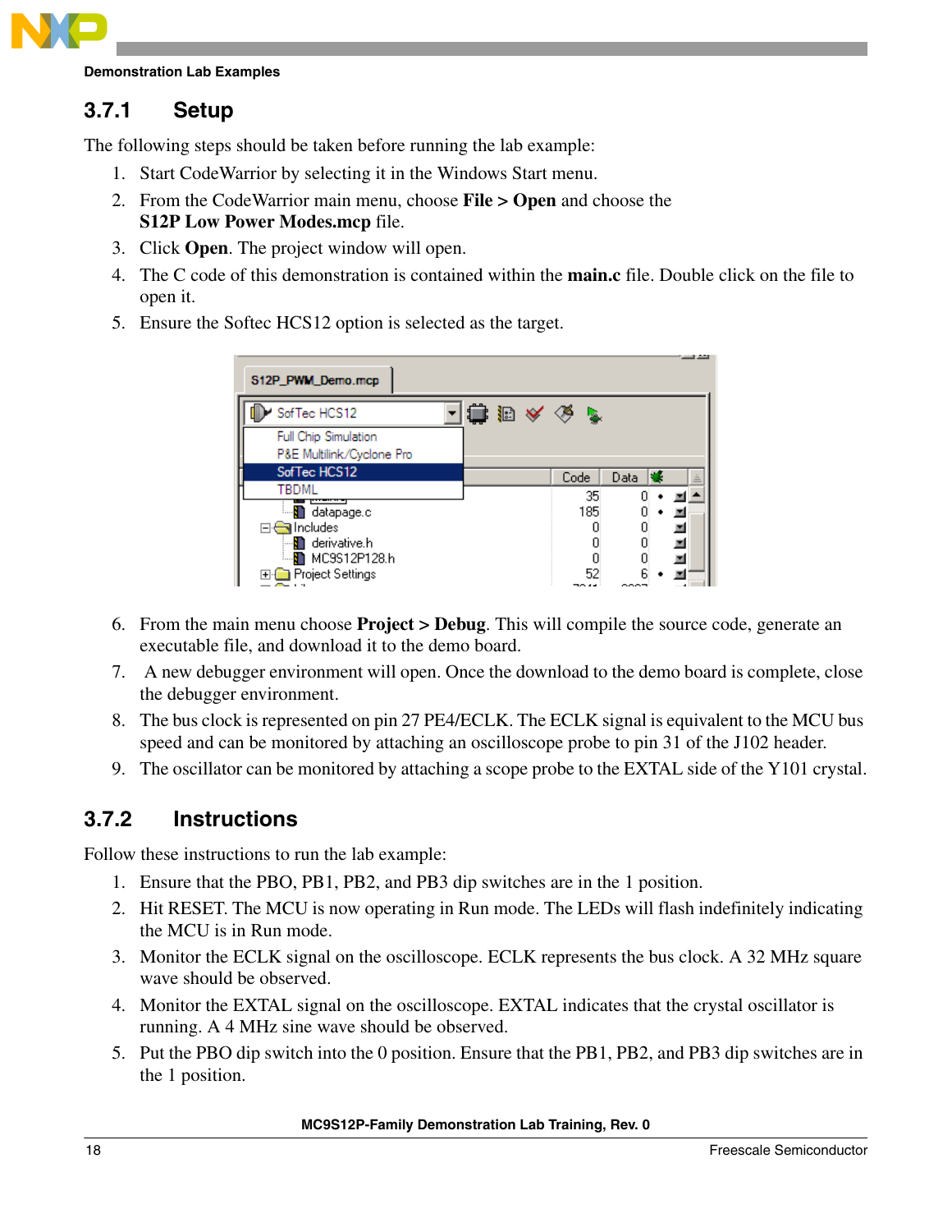## 3.7.1 Setup

The following steps should be taken before running the lab example:

1. Start CodeWarrior by selecting it in the Windows Start menu.
2. From the CodeWarrior main menu, choose **File > Open** and choose the **S12P Low Power Modes.mcp** file.
3. Click **Open**. The project window will open.
4. The C code of this demonstration is contained within the **main.c** file. Double click on the file to open it.
5. Ensure the Softec HCS12 option is selected as the target.

6. From the main menu choose **Project > Debug**. This will compile the source code, generate an executable file, and download it to the demo board.
7. A new debugger environment will open. Once the download to the demo board is complete, close the debugger environment.
8. The bus clock is represented on pin 27 PE4/ECLK. The ECLK signal is equivalent to the MCU bus speed and can be monitored by attaching an oscilloscope probe to pin 31 of the J102 header.
9. The oscillator can be monitored by attaching a scope probe to the EXTAL side of the Y101 crystal.

## 3.7.2 Instructions

Follow these instructions to run the lab example:

1. Ensure that the PBO, PB1, PB2, and PB3 dip switches are in the 1 position.
2. Hit RESET. The MCU is now operating in Run mode. The LEDs will flash indefinitely indicating the MCU is in Run mode.
3. Monitor the ECLK signal on the oscilloscope. ECLK represents the bus clock. A 32 MHz square wave should be observed.
4. Monitor the EXTAL signal on the oscilloscope. EXTAL indicates that the crystal oscillator is running. A 4 MHz sine wave should be observed.
5. Put the PBO dip switch into the 0 position. Ensure that the PB1, PB2, and PB3 dip switches are in the 1 position.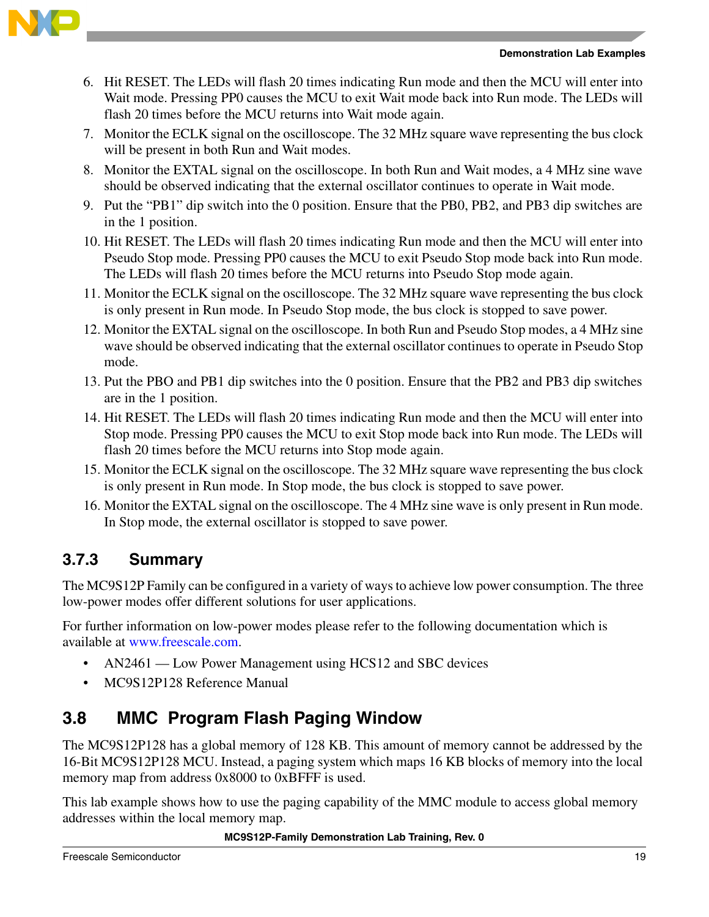6. Hit RESET. The LEDs will flash 20 times indicating Run mode and then the MCU will enter into Wait mode. Pressing PP0 causes the MCU to exit Wait mode back into Run mode. The LEDs will flash 20 times before the MCU returns into Wait mode again.
7. Monitor the ECLK signal on the oscilloscope. The 32 MHz square wave representing the bus clock will be present in both Run and Wait modes.
8. Monitor the EXTAL signal on the oscilloscope. In both Run and Wait modes, a 4 MHz sine wave should be observed indicating that the external oscillator continues to operate in Wait mode.
9. Put the "PB1" dip switch into the 0 position. Ensure that the PB0, PB2, and PB3 dip switches are in the 1 position.
10. Hit RESET. The LEDs will flash 20 times indicating Run mode and then the MCU will enter into Pseudo Stop mode. Pressing PP0 causes the MCU to exit Pseudo Stop mode back into Run mode. The LEDs will flash 20 times before the MCU returns into Pseudo Stop mode again.
11. Monitor the ECLK signal on the oscilloscope. The 32 MHz square wave representing the bus clock is only present in Run mode. In Pseudo Stop mode, the bus clock is stopped to save power.
12. Monitor the EXTAL signal on the oscilloscope. In both Run and Pseudo Stop modes, a 4 MHz sine wave should be observed indicating that the external oscillator continues to operate in Pseudo Stop mode.
13. Put the PBO and PB1 dip switches into the 0 position. Ensure that the PB2 and PB3 dip switches are in the 1 position.
14. Hit RESET. The LEDs will flash 20 times indicating Run mode and then the MCU will enter into Stop mode. Pressing PP0 causes the MCU to exit Stop mode back into Run mode. The LEDs will flash 20 times before the MCU returns into Stop mode again.
15. Monitor the ECLK signal on the oscilloscope. The 32 MHz square wave representing the bus clock is only present in Run mode. In Stop mode, the bus clock is stopped to save power.
16. Monitor the EXTAL signal on the oscilloscope. The 4 MHz sine wave is only present in Run mode. In Stop mode, the external oscillator is stopped to save power.

### 3.7.3 Summary

The MC9S12P Family can be configured in a variety of ways to achieve low power consumption. The three low-power modes offer different solutions for user applications.

For further information on low-power modes please refer to the following documentation which is available at www.freescale.com.

- AN2461 — Low Power Management using HCS12 and SBC devices
- MC9S12P128 Reference Manual

## 3.8 MMC Program Flash Paging Window

The MC9S12P128 has a global memory of 128 KB. This amount of memory cannot be addressed by the 16-Bit MC9S12P128 MCU. Instead, a paging system which maps 16 KB blocks of memory into the local memory map from address 0x8000 to 0xBFFF is used.

This lab example shows how to use the paging capability of the MMC module to access global memory addresses within the local memory map.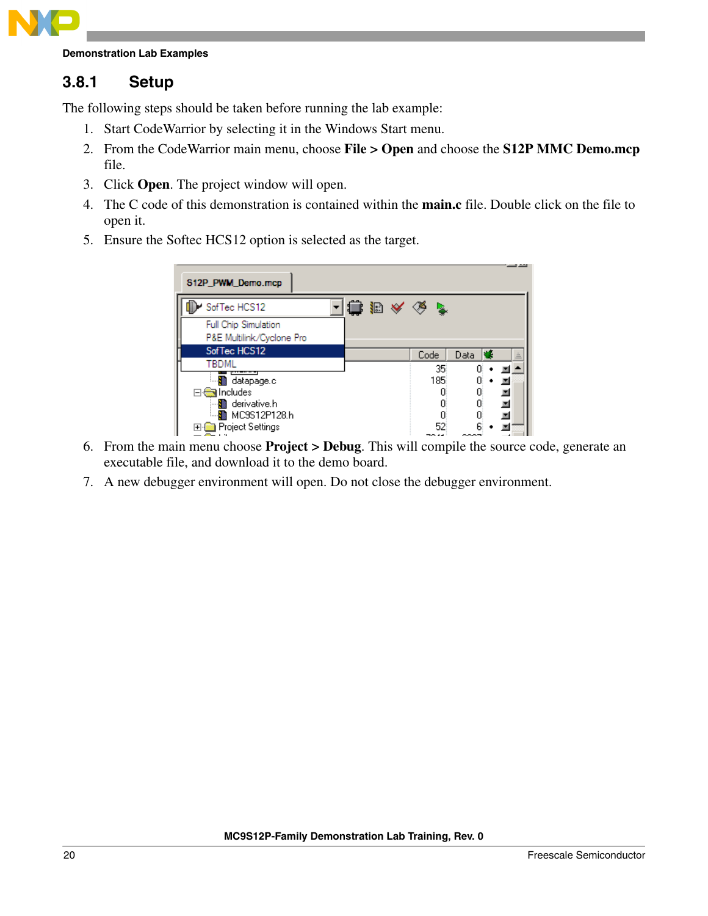### 3.8.1 Setup

The following steps should be taken before running the lab example:

1. Start CodeWarrior by selecting it in the Windows Start menu.
2. From the CodeWarrior main menu, choose **File > Open** and choose the **S12P MMC Demo.mcp** file.
3. Click **Open**. The project window will open.
4. The C code of this demonstration is contained within the **main.c** file. Double click on the file to open it.
5. Ensure the Softec HCS12 option is selected as the target.
6. From the main menu choose **Project > Debug**. This will compile the source code, generate an executable file, and download it to the demo board.
7. A new debugger environment will open. Do not close the debugger environment.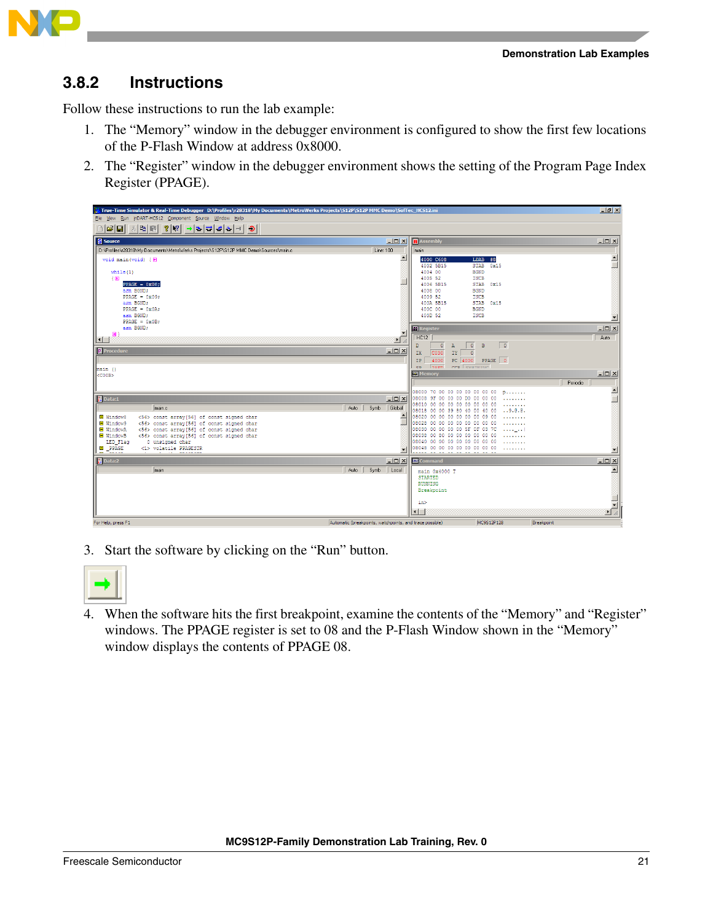### 3.8.2 Instructions

Follow these instructions to run the lab example:

1. The "Memory" window in the debugger environment is configured to show the first few locations of the P-Flash Window at address 0x8000.
2. The "Register" window in the debugger environment shows the setting of the Program Page Index Register (PPAGE).
3. Start the software by clicking on the "Run" button.
4. When the software hits the first breakpoint, examine the contents of the "Memory" and "Register" windows. The PPAGE register is set to 08 and the P-Flash Window shown in the "Memory" window displays the contents of PPAGE 08.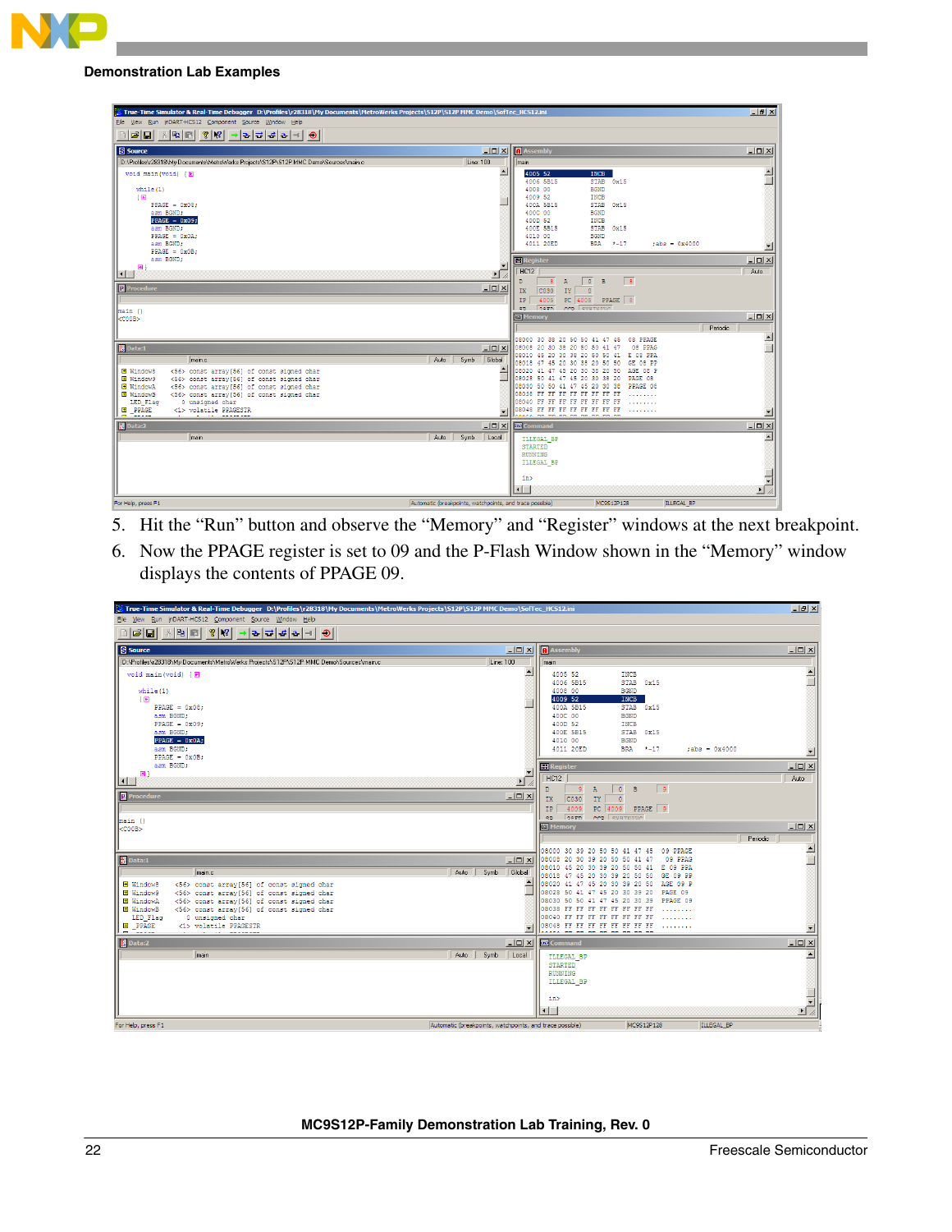5. Hit the “Run” button and observe the “Memory” and “Register” windows at the next breakpoint.
6. Now the PPAGE register is set to 09 and the P-Flash Window shown in the “Memory” window displays the contents of PPAGE 09.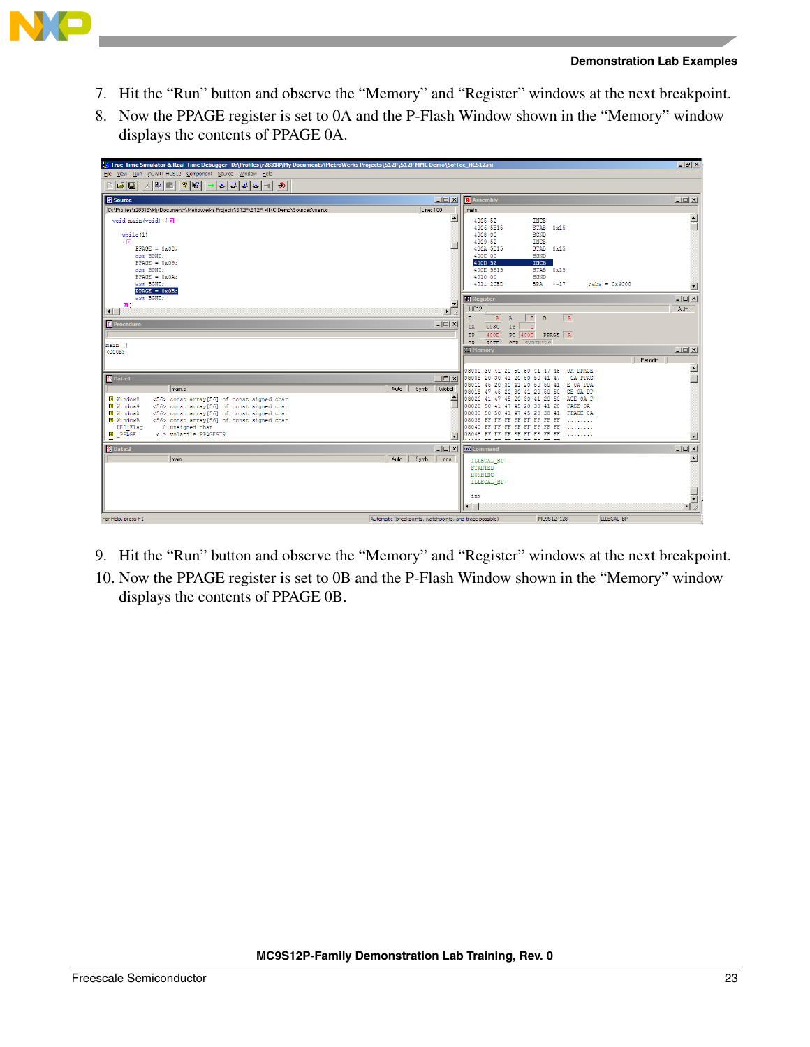7. Hit the “Run” button and observe the “Memory” and “Register” windows at the next breakpoint.
8. Now the PPAGE register is set to 0A and the P-Flash Window shown in the “Memory” window displays the contents of PPAGE 0A.

9. Hit the “Run” button and observe the “Memory” and “Register” windows at the next breakpoint.
10. Now the PPAGE register is set to 0B and the P-Flash Window shown in the “Memory” window displays the contents of PPAGE 0B.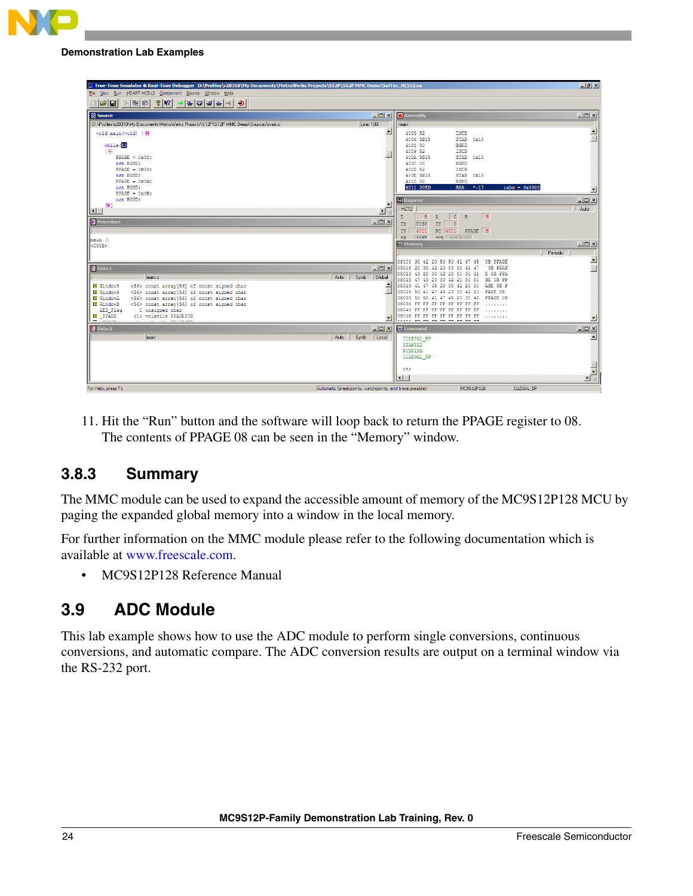11. Hit the "Run" button and the software will loop back to return the PPAGE register to 08. The contents of PPAGE 08 can be seen in the "Memory" window.

### 3.8.3 Summary

The MMC module can be used to expand the accessible amount of memory of the MC9S12P128 MCU by paging the expanded global memory into a window in the local memory.

For further information on the MMC module please refer to the following documentation which is available at www.freescale.com.

- MC9S12P128 Reference Manual

## 3.9 ADC Module

This lab example shows how to use the ADC module to perform single conversions, continuous conversions, and automatic compare. The ADC conversion results are output on a terminal window via the RS-232 port.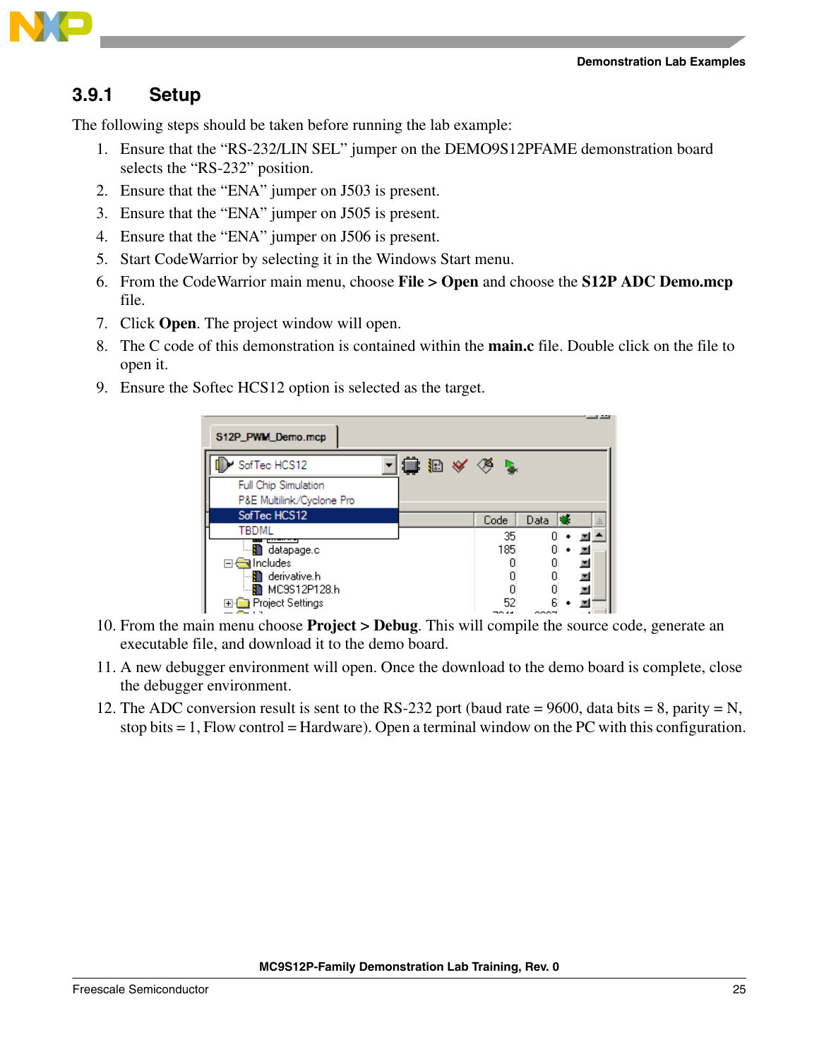### 3.9.1 Setup

The following steps should be taken before running the lab example:

1. Ensure that the “RS-232/LIN SEL” jumper on the DEMO9S12PFAME demonstration board selects the “RS-232” position.
2. Ensure that the “ENA” jumper on J503 is present.
3. Ensure that the “ENA” jumper on J505 is present.
4. Ensure that the “ENA” jumper on J506 is present.
5. Start CodeWarrior by selecting it in the Windows Start menu.
6. From the CodeWarrior main menu, choose **File > Open** and choose the **S12P ADC Demo.mcp** file.
7. Click **Open**. The project window will open.
8. The C code of this demonstration is contained within the **main.c** file. Double click on the file to open it.
9. Ensure the Softec HCS12 option is selected as the target.
10. From the main menu choose **Project > Debug**. This will compile the source code, generate an executable file, and download it to the demo board.
11. A new debugger environment will open. Once the download to the demo board is complete, close the debugger environment.
12. The ADC conversion result is sent to the RS-232 port (baud rate = 9600, data bits = 8, parity = N, stop bits = 1, Flow control = Hardware). Open a terminal window on the PC with this configuration.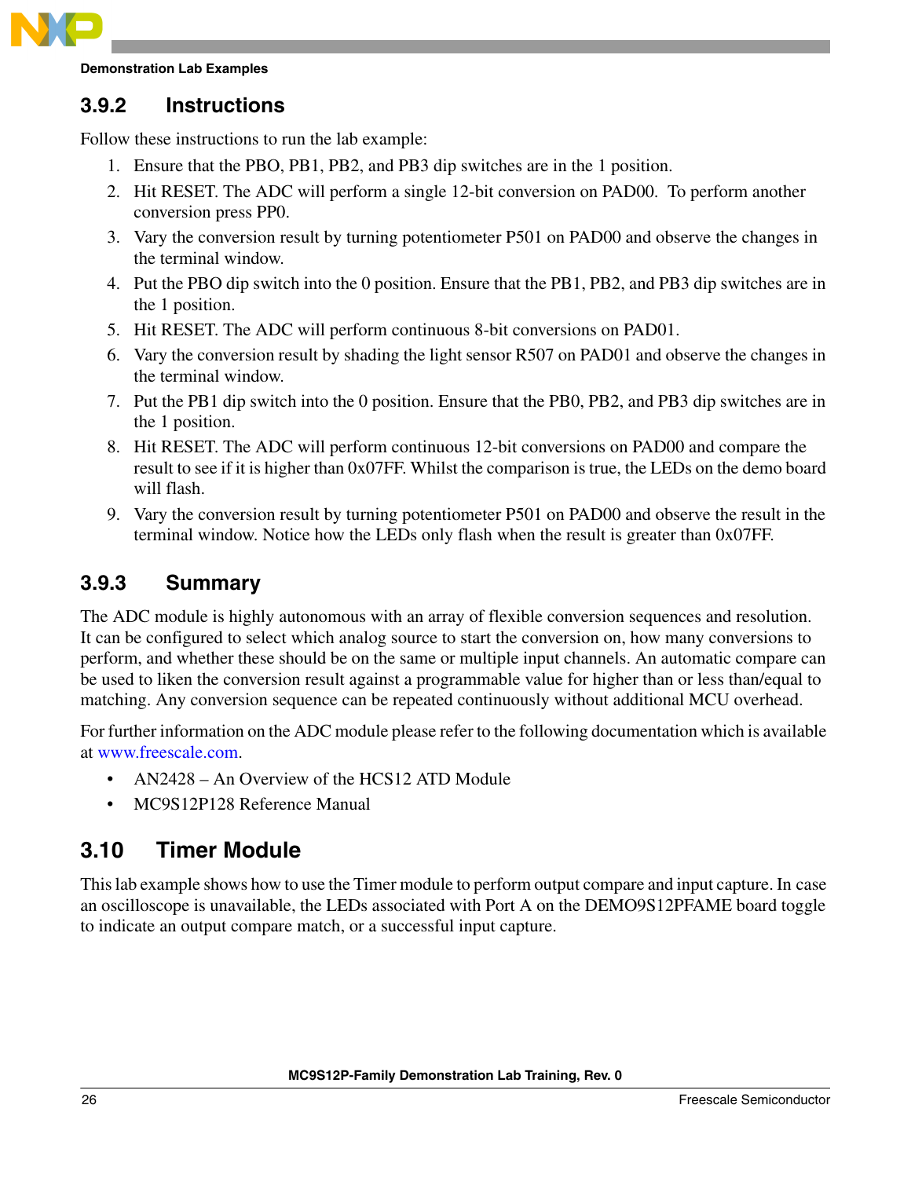### 3.9.2 Instructions

Follow these instructions to run the lab example:

1. Ensure that the PBO, PB1, PB2, and PB3 dip switches are in the 1 position.
2. Hit RESET. The ADC will perform a single 12-bit conversion on PAD00. To perform another conversion press PP0.
3. Vary the conversion result by turning potentiometer P501 on PAD00 and observe the changes in the terminal window.
4. Put the PBO dip switch into the 0 position. Ensure that the PB1, PB2, and PB3 dip switches are in the 1 position.
5. Hit RESET. The ADC will perform continuous 8-bit conversions on PAD01.
6. Vary the conversion result by shading the light sensor R507 on PAD01 and observe the changes in the terminal window.
7. Put the PB1 dip switch into the 0 position. Ensure that the PB0, PB2, and PB3 dip switches are in the 1 position.
8. Hit RESET. The ADC will perform continuous 12-bit conversions on PAD00 and compare the result to see if it is higher than 0x07FF. Whilst the comparison is true, the LEDs on the demo board will flash.
9. Vary the conversion result by turning potentiometer P501 on PAD00 and observe the result in the terminal window. Notice how the LEDs only flash when the result is greater than 0x07FF.

### 3.9.3 Summary

The ADC module is highly autonomous with an array of flexible conversion sequences and resolution. It can be configured to select which analog source to start the conversion on, how many conversions to perform, and whether these should be on the same or multiple input channels. An automatic compare can be used to liken the conversion result against a programmable value for higher than or less than/equal to matching. Any conversion sequence can be repeated continuously without additional MCU overhead.

For further information on the ADC module please refer to the following documentation which is available at www.freescale.com.

- AN2428 – An Overview of the HCS12 ATD Module
- MC9S12P128 Reference Manual

## 3.10 Timer Module

This lab example shows how to use the Timer module to perform output compare and input capture. In case an oscilloscope is unavailable, the LEDs associated with Port A on the DEMO9S12PFAME board toggle to indicate an output compare match, or a successful input capture.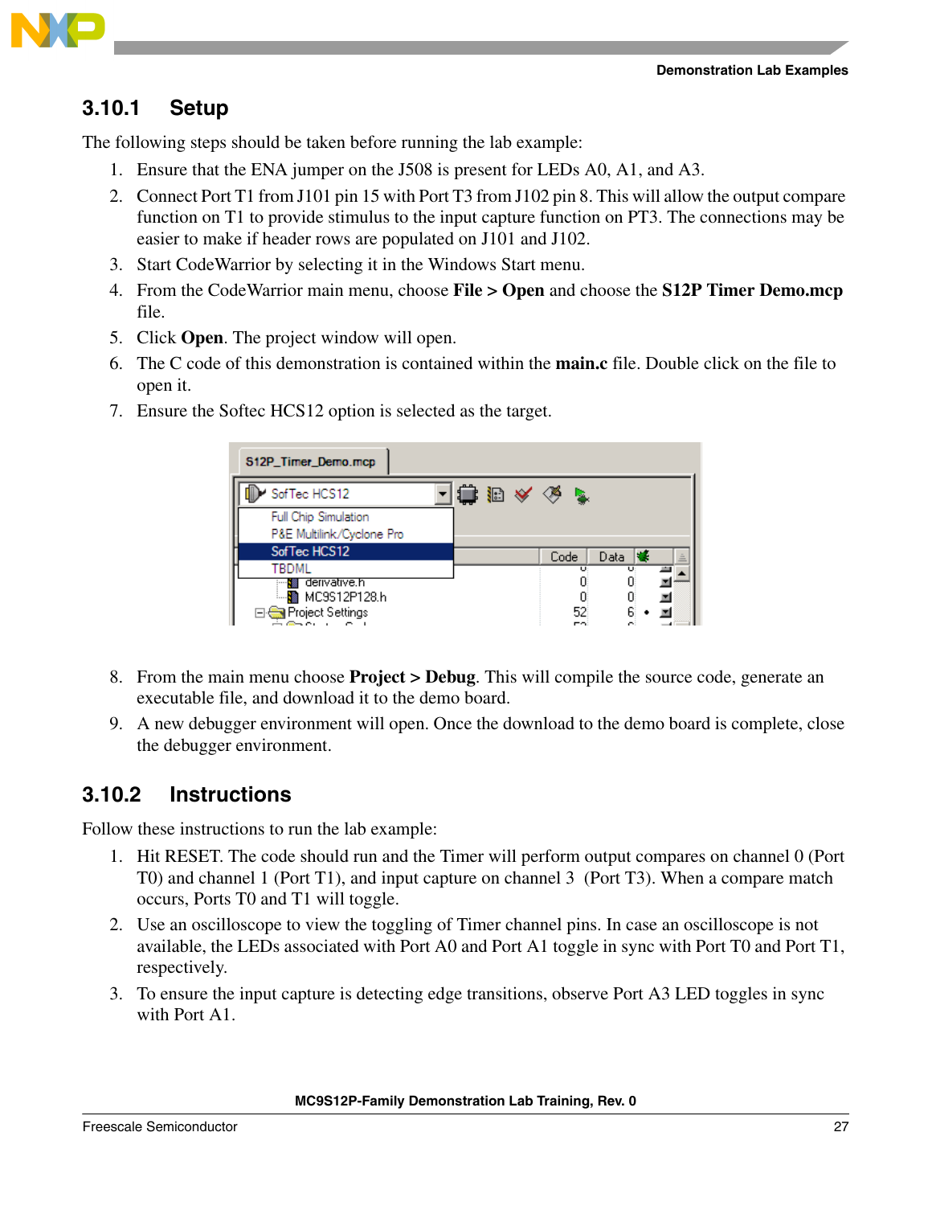### 3.10.1 Setup

The following steps should be taken before running the lab example:

1. Ensure that the ENA jumper on the J508 is present for LEDs A0, A1, and A3.
2. Connect Port T1 from J101 pin 15 with Port T3 from J102 pin 8. This will allow the output compare function on T1 to provide stimulus to the input capture function on PT3. The connections may be easier to make if header rows are populated on J101 and J102.
3. Start CodeWarrior by selecting it in the Windows Start menu.
4. From the CodeWarrior main menu, choose **File > Open** and choose the **S12P Timer Demo.mcp** file.
5. Click **Open**. The project window will open.
6. The C code of this demonstration is contained within the **main.c** file. Double click on the file to open it.
7. Ensure the Softec HCS12 option is selected as the target.

8. From the main menu choose **Project > Debug**. This will compile the source code, generate an executable file, and download it to the demo board.
9. A new debugger environment will open. Once the download to the demo board is complete, close the debugger environment.

### 3.10.2 Instructions

Follow these instructions to run the lab example:

1. Hit RESET. The code should run and the Timer will perform output compares on channel 0 (Port T0) and channel 1 (Port T1), and input capture on channel 3 (Port T3). When a compare match occurs, Ports T0 and T1 will toggle.
2. Use an oscilloscope to view the toggling of Timer channel pins. In case an oscilloscope is not available, the LEDs associated with Port A0 and Port A1 toggle in sync with Port T0 and Port T1, respectively.
3. To ensure the input capture is detecting edge transitions, observe Port A3 LED toggles in sync with Port A1.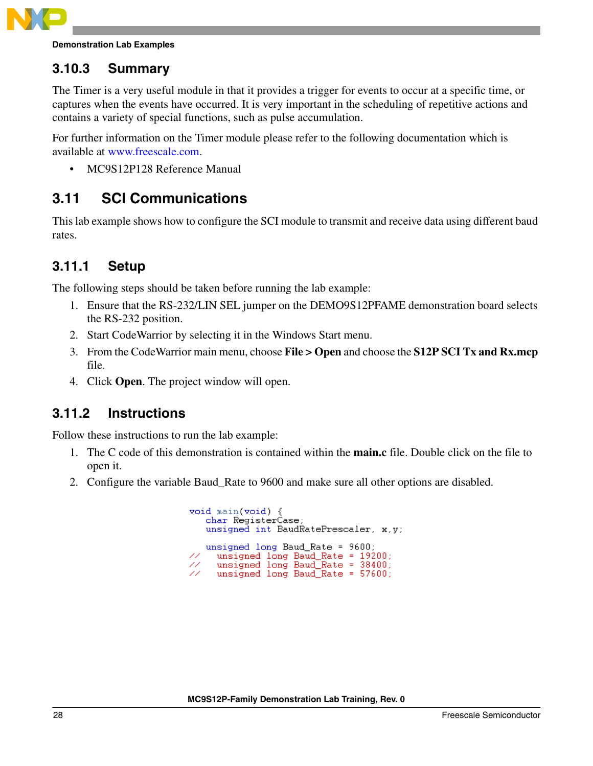### 3.10.3 Summary

The Timer is a very useful module in that it provides a trigger for events to occur at a specific time, or captures when the events have occurred. It is very important in the scheduling of repetitive actions and contains a variety of special functions, such as pulse accumulation.

For further information on the Timer module please refer to the following documentation which is available at www.freescale.com.

- MC9S12P128 Reference Manual

## 3.11 SCI Communications

This lab example shows how to configure the SCI module to transmit and receive data using different baud rates.

### 3.11.1 Setup

The following steps should be taken before running the lab example:

1. Ensure that the RS-232/LIN SEL jumper on the DEMO9S12PFAME demonstration board selects the RS-232 position.
2. Start CodeWarrior by selecting it in the Windows Start menu.
3. From the CodeWarrior main menu, choose **File > Open** and choose the **S12P SCI Tx and Rx.mcp** file.
4. Click **Open**. The project window will open.

### 3.11.2 Instructions

Follow these instructions to run the lab example:

1. The C code of this demonstration is contained within the **main.c** file. Double click on the file to open it.
2. Configure the variable Baud_Rate to 9600 and make sure all other options are disabled.

```
void main(void) {
   char RegisterCase;
   unsigned int BaudRatePrescaler, x,y;

   unsigned long Baud_Rate = 9600;
//   unsigned long Baud_Rate = 19200;
//   unsigned long Baud_Rate = 38400;
//   unsigned long Baud_Rate = 57600;
```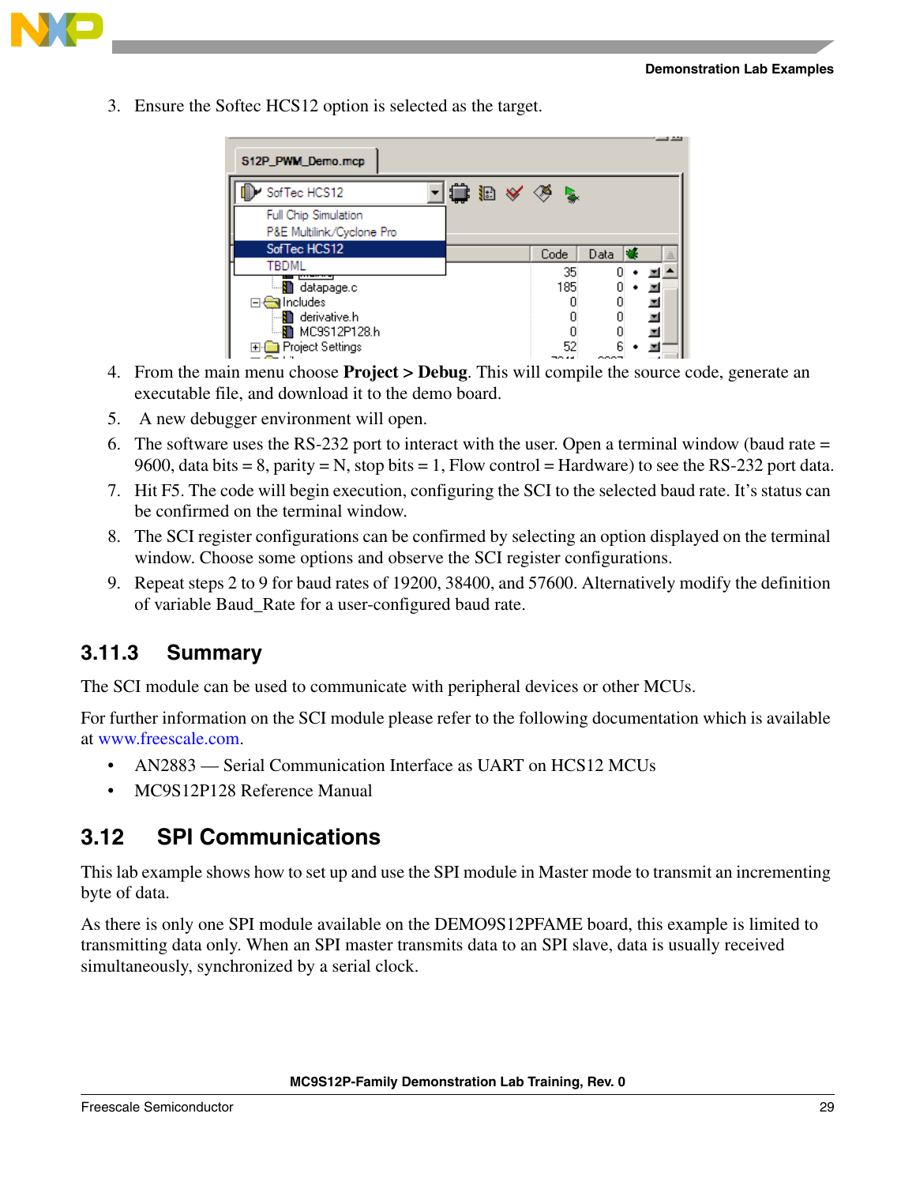3. Ensure the Softec HCS12 option is selected as the target.

4. From the main menu choose **Project > Debug**. This will compile the source code, generate an executable file, and download it to the demo board.
5. A new debugger environment will open.
6. The software uses the RS-232 port to interact with the user. Open a terminal window (baud rate = 9600, data bits = 8, parity = N, stop bits = 1, Flow control = Hardware) to see the RS-232 port data.
7. Hit F5. The code will begin execution, configuring the SCI to the selected baud rate. It's status can be confirmed on the terminal window.
8. The SCI register configurations can be confirmed by selecting an option displayed on the terminal window. Choose some options and observe the SCI register configurations.
9. Repeat steps 2 to 9 for baud rates of 19200, 38400, and 57600. Alternatively modify the definition of variable Baud_Rate for a user-configured baud rate.

### 3.11.3 Summary

The SCI module can be used to communicate with peripheral devices or other MCUs.

For further information on the SCI module please refer to the following documentation which is available at www.freescale.com.

- AN2883 — Serial Communication Interface as UART on HCS12 MCUs
- MC9S12P128 Reference Manual

## 3.12 SPI Communications

This lab example shows how to set up and use the SPI module in Master mode to transmit an incrementing byte of data.

As there is only one SPI module available on the DEMO9S12PFAME board, this example is limited to transmitting data only. When an SPI master transmits data to an SPI slave, data is usually received simultaneously, synchronized by a serial clock.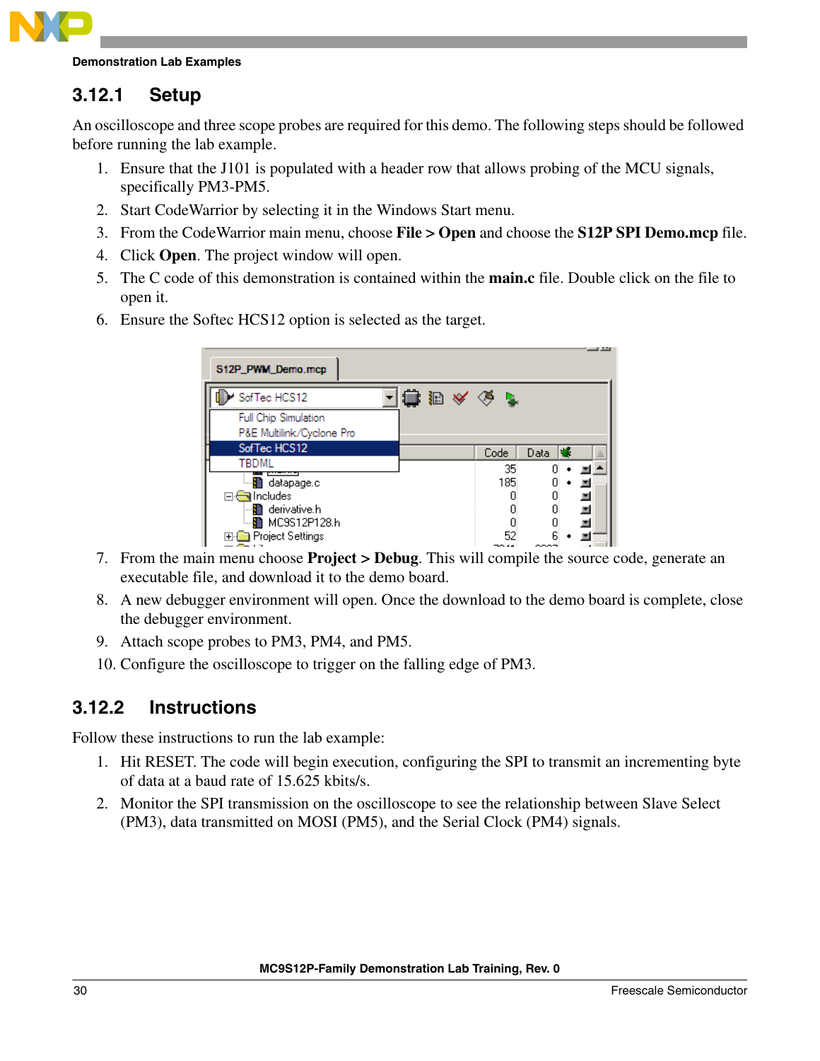### 3.12.1 Setup

An oscilloscope and three scope probes are required for this demo. The following steps should be followed before running the lab example.

1. Ensure that the J101 is populated with a header row that allows probing of the MCU signals, specifically PM3-PM5.
2. Start CodeWarrior by selecting it in the Windows Start menu.
3. From the CodeWarrior main menu, choose **File > Open** and choose the **S12P SPI Demo.mcp** file.
4. Click **Open**. The project window will open.
5. The C code of this demonstration is contained within the **main.c** file. Double click on the file to open it.
6. Ensure the Softec HCS12 option is selected as the target.
7. From the main menu choose **Project > Debug**. This will compile the source code, generate an executable file, and download it to the demo board.
8. A new debugger environment will open. Once the download to the demo board is complete, close the debugger environment.
9. Attach scope probes to PM3, PM4, and PM5.
10. Configure the oscilloscope to trigger on the falling edge of PM3.

### 3.12.2 Instructions

Follow these instructions to run the lab example:

1. Hit RESET. The code will begin execution, configuring the SPI to transmit an incrementing byte of data at a baud rate of 15.625 kbits/s.
2. Monitor the SPI transmission on the oscilloscope to see the relationship between Slave Select (PM3), data transmitted on MOSI (PM5), and the Serial Clock (PM4) signals.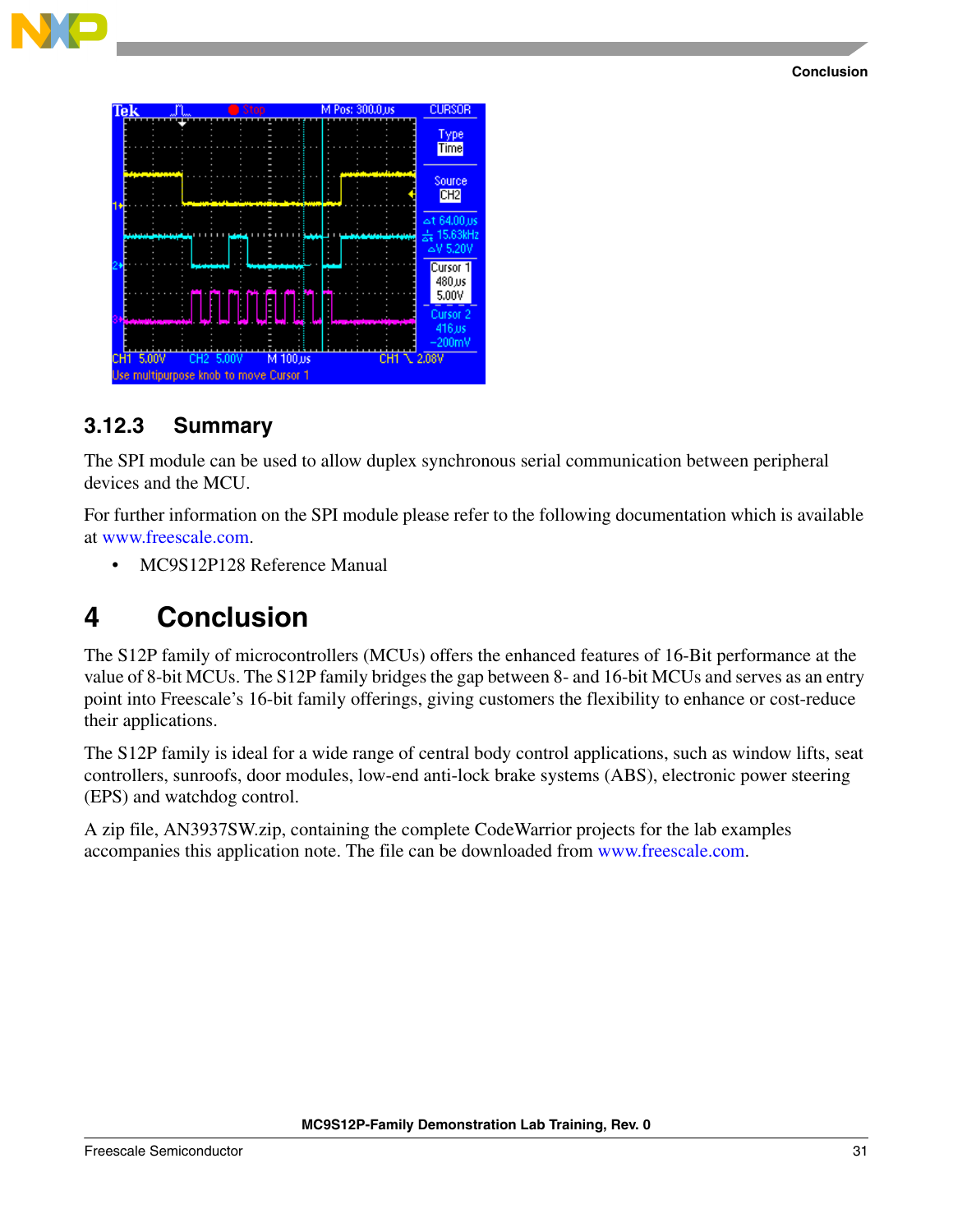### 3.12.3 Summary

The SPI module can be used to allow duplex synchronous serial communication between peripheral devices and the MCU.

For further information on the SPI module please refer to the following documentation which is available at www.freescale.com.

- MC9S12P128 Reference Manual

# 4 Conclusion

The S12P family of microcontrollers (MCUs) offers the enhanced features of 16-Bit performance at the value of 8-bit MCUs. The S12P family bridges the gap between 8- and 16-bit MCUs and serves as an entry point into Freescale's 16-bit family offerings, giving customers the flexibility to enhance or cost-reduce their applications.

The S12P family is ideal for a wide range of central body control applications, such as window lifts, seat controllers, sunroofs, door modules, low-end anti-lock brake systems (ABS), electronic power steering (EPS) and watchdog control.

A zip file, AN3937SW.zip, containing the complete CodeWarrior projects for the lab examples accompanies this application note. The file can be downloaded from www.freescale.com.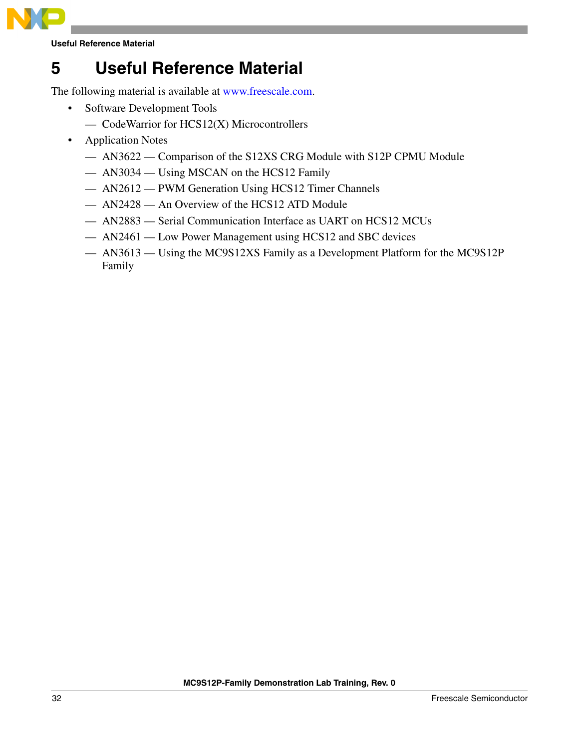# 5 Useful Reference Material

The following material is available at www.freescale.com.

- Software Development Tools
  - CodeWarrior for HCS12(X) Microcontrollers
- Application Notes
  - AN3622 — Comparison of the S12XS CRG Module with S12P CPMU Module
  - AN3034 — Using MSCAN on the HCS12 Family
  - AN2612 — PWM Generation Using HCS12 Timer Channels
  - AN2428 — An Overview of the HCS12 ATD Module
  - AN2883 — Serial Communication Interface as UART on HCS12 MCUs
  - AN2461 — Low Power Management using HCS12 and SBC devices
  - AN3613 — Using the MC9S12XS Family as a Development Platform for the MC9S12P Family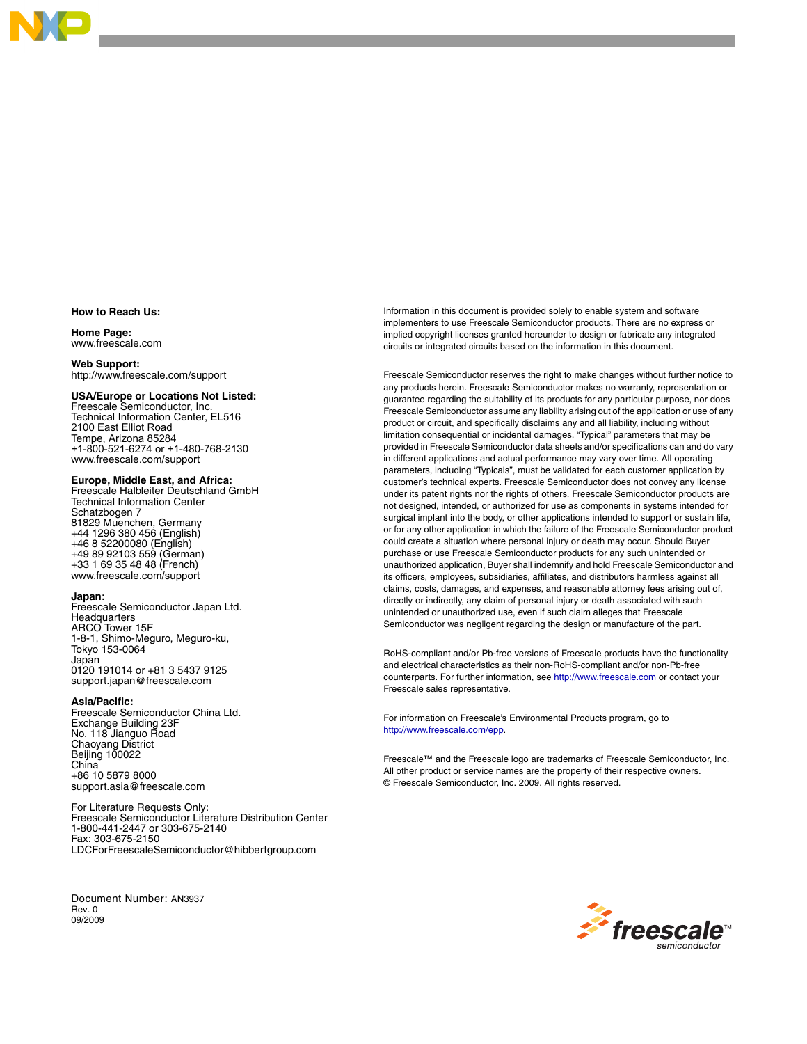**How to Reach Us:**

**Home Page:**
www.freescale.com

**Web Support:**
http://www.freescale.com/support

**USA/Europe or Locations Not Listed:**
Freescale Semiconductor, Inc.
Technical Information Center, EL516
2100 East Elliot Road
Tempe, Arizona 85284
+1-800-521-6274 or +1-480-768-2130
www.freescale.com/support

**Europe, Middle East, and Africa:**
Freescale Halbleiter Deutschland GmbH
Technical Information Center
Schatzbogen 7
81829 Muenchen, Germany
+44 1296 380 456 (English)
+46 8 52200080 (English)
+49 89 92103 559 (German)
+33 1 69 35 48 48 (French)
www.freescale.com/support

**Japan:**
Freescale Semiconductor Japan Ltd.
Headquarters
ARCO Tower 15F
1-8-1, Shimo-Meguro, Meguro-ku,
Tokyo 153-0064
Japan
0120 191014 or +81 3 5437 9125
support.japan@freescale.com

**Asia/Pacific:**
Freescale Semiconductor China Ltd.
Exchange Building 23F
No. 118 Jianguo Road
Chaoyang District
Beijing 100022
China
+86 10 5879 8000
support.asia@freescale.com

For Literature Requests Only:
Freescale Semiconductor Literature Distribution Center
1-800-441-2447 or 303-675-2140
Fax: 303-675-2150
LDCForFreescaleSemiconductor@hibbertgroup.com

Information in this document is provided solely to enable system and software implementers to use Freescale Semiconductor products. There are no express or implied copyright licenses granted hereunder to design or fabricate any integrated circuits or integrated circuits based on the information in this document.

Freescale Semiconductor reserves the right to make changes without further notice to any products herein. Freescale Semiconductor makes no warranty, representation or guarantee regarding the suitability of its products for any particular purpose, nor does Freescale Semiconductor assume any liability arising out of the application or use of any product or circuit, and specifically disclaims any and all liability, including without limitation consequential or incidental damages. "Typical" parameters that may be provided in Freescale Semiconductor data sheets and/or specifications can and do vary in different applications and actual performance may vary over time. All operating parameters, including "Typicals", must be validated for each customer application by customer's technical experts. Freescale Semiconductor does not convey any license under its patent rights nor the rights of others. Freescale Semiconductor products are not designed, intended, or authorized for use as components in systems intended for surgical implant into the body, or other applications intended to support or sustain life, or for any other application in which the failure of the Freescale Semiconductor product could create a situation where personal injury or death may occur. Should Buyer purchase or use Freescale Semiconductor products for any such unintended or unauthorized application, Buyer shall indemnify and hold Freescale Semiconductor and its officers, employees, subsidiaries, affiliates, and distributors harmless against all claims, costs, damages, and expenses, and reasonable attorney fees arising out of, directly or indirectly, any claim of personal injury or death associated with such unintended or unauthorized use, even if such claim alleges that Freescale Semiconductor was negligent regarding the design or manufacture of the part.

RoHS-compliant and/or Pb-free versions of Freescale products have the functionality and electrical characteristics as their non-RoHS-compliant and/or non-Pb-free counterparts. For further information, see http://www.freescale.com or contact your Freescale sales representative.

For information on Freescale's Environmental Products program, go to http://www.freescale.com/epp.

Freescale™ and the Freescale logo are trademarks of Freescale Semiconductor, Inc. All other product or service names are the property of their respective owners.
© Freescale Semiconductor, Inc. 2009. All rights reserved.

Document Number: AN3937
Rev. 0
09/2009